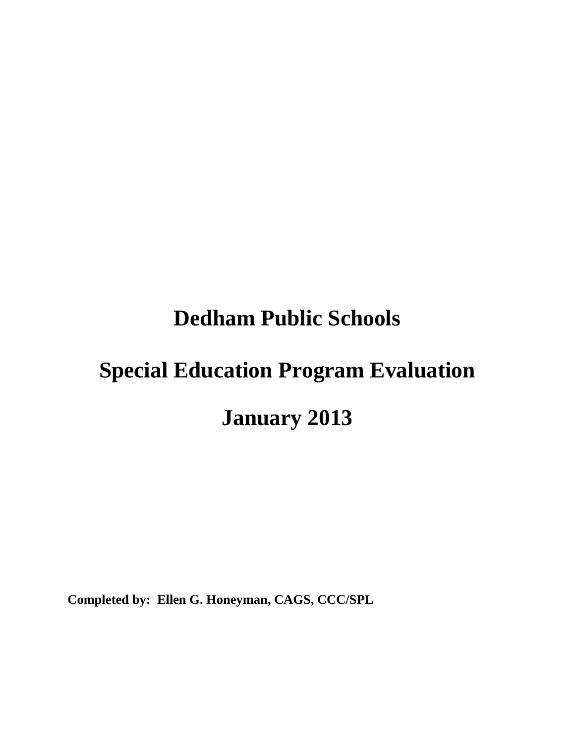# Dedham Public Schools

# Special Education Program Evaluation

# January 2013

**Completed by: Ellen G. Honeyman, CAGS, CCC/SPL**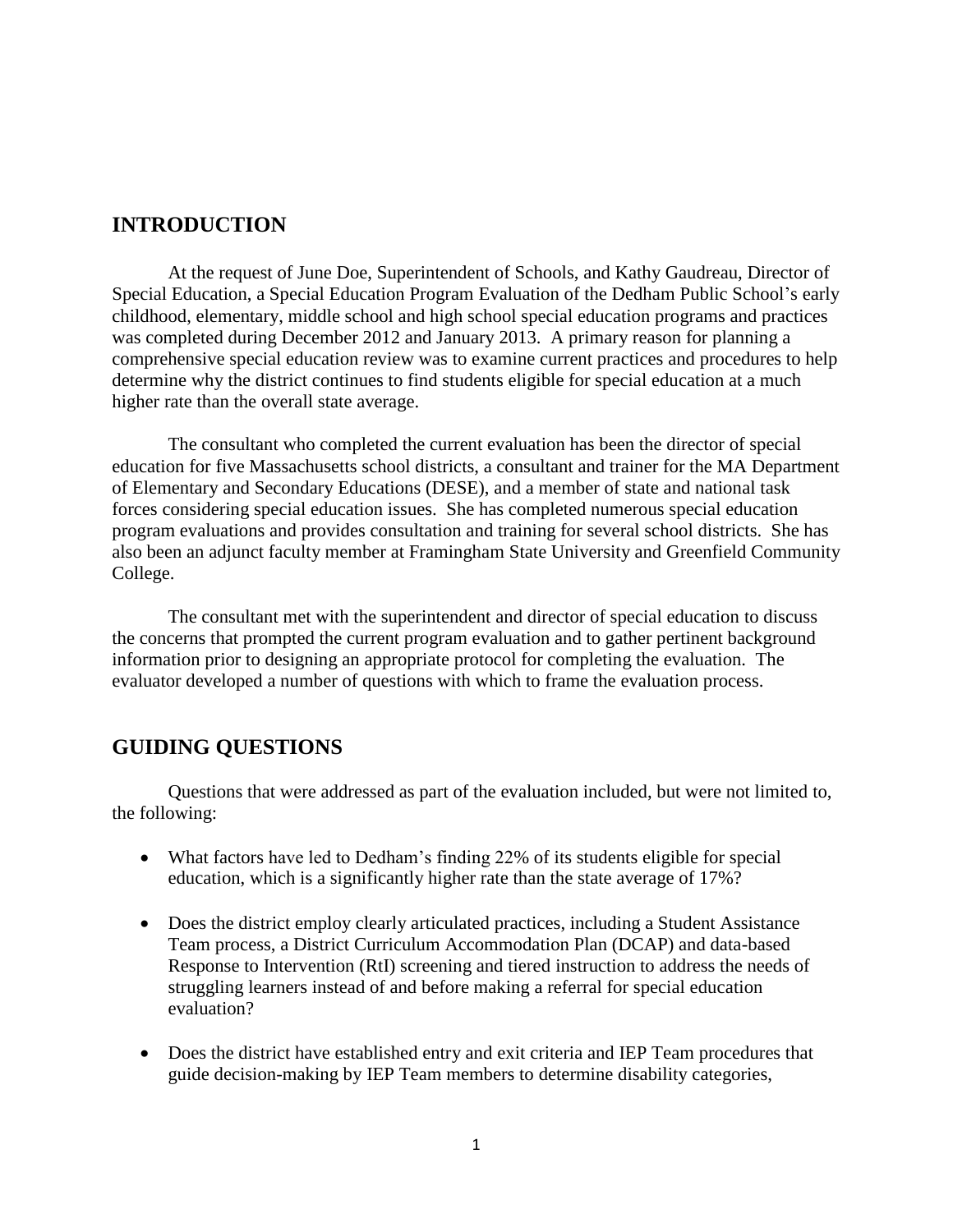## INTRODUCTION

At the request of June Doe, Superintendent of Schools, and Kathy Gaudreau, Director of Special Education, a Special Education Program Evaluation of the Dedham Public School's early childhood, elementary, middle school and high school special education programs and practices was completed during December 2012 and January 2013. A primary reason for planning a comprehensive special education review was to examine current practices and procedures to help determine why the district continues to find students eligible for special education at a much higher rate than the overall state average.

The consultant who completed the current evaluation has been the director of special education for five Massachusetts school districts, a consultant and trainer for the MA Department of Elementary and Secondary Educations (DESE), and a member of state and national task forces considering special education issues. She has completed numerous special education program evaluations and provides consultation and training for several school districts. She has also been an adjunct faculty member at Framingham State University and Greenfield Community College.

The consultant met with the superintendent and director of special education to discuss the concerns that prompted the current program evaluation and to gather pertinent background information prior to designing an appropriate protocol for completing the evaluation. The evaluator developed a number of questions with which to frame the evaluation process.

## GUIDING QUESTIONS

Questions that were addressed as part of the evaluation included, but were not limited to, the following:

- What factors have led to Dedham's finding 22% of its students eligible for special education, which is a significantly higher rate than the state average of 17%?
- Does the district employ clearly articulated practices, including a Student Assistance Team process, a District Curriculum Accommodation Plan (DCAP) and data-based Response to Intervention (RtI) screening and tiered instruction to address the needs of struggling learners instead of and before making a referral for special education evaluation?
- Does the district have established entry and exit criteria and IEP Team procedures that guide decision-making by IEP Team members to determine disability categories,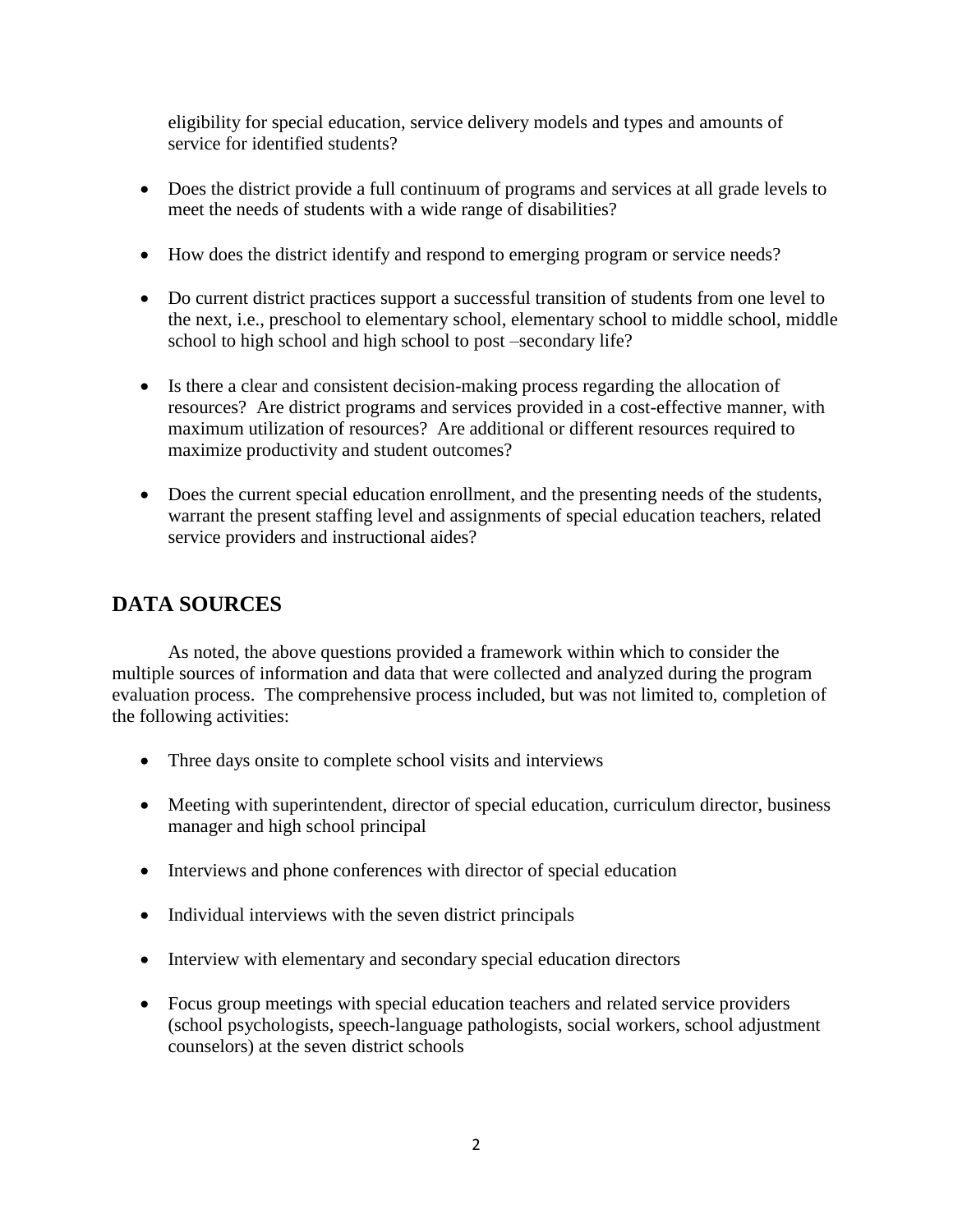eligibility for special education, service delivery models and types and amounts of service for identified students?

- Does the district provide a full continuum of programs and services at all grade levels to meet the needs of students with a wide range of disabilities?
- How does the district identify and respond to emerging program or service needs?
- Do current district practices support a successful transition of students from one level to the next, i.e., preschool to elementary school, elementary school to middle school, middle school to high school and high school to post –secondary life?
- Is there a clear and consistent decision-making process regarding the allocation of resources? Are district programs and services provided in a cost-effective manner, with maximum utilization of resources? Are additional or different resources required to maximize productivity and student outcomes?
- Does the current special education enrollment, and the presenting needs of the students, warrant the present staffing level and assignments of special education teachers, related service providers and instructional aides?

## DATA SOURCES

As noted, the above questions provided a framework within which to consider the multiple sources of information and data that were collected and analyzed during the program evaluation process. The comprehensive process included, but was not limited to, completion of the following activities:

- Three days onsite to complete school visits and interviews
- Meeting with superintendent, director of special education, curriculum director, business manager and high school principal
- Interviews and phone conferences with director of special education
- Individual interviews with the seven district principals
- Interview with elementary and secondary special education directors
- Focus group meetings with special education teachers and related service providers (school psychologists, speech-language pathologists, social workers, school adjustment counselors) at the seven district schools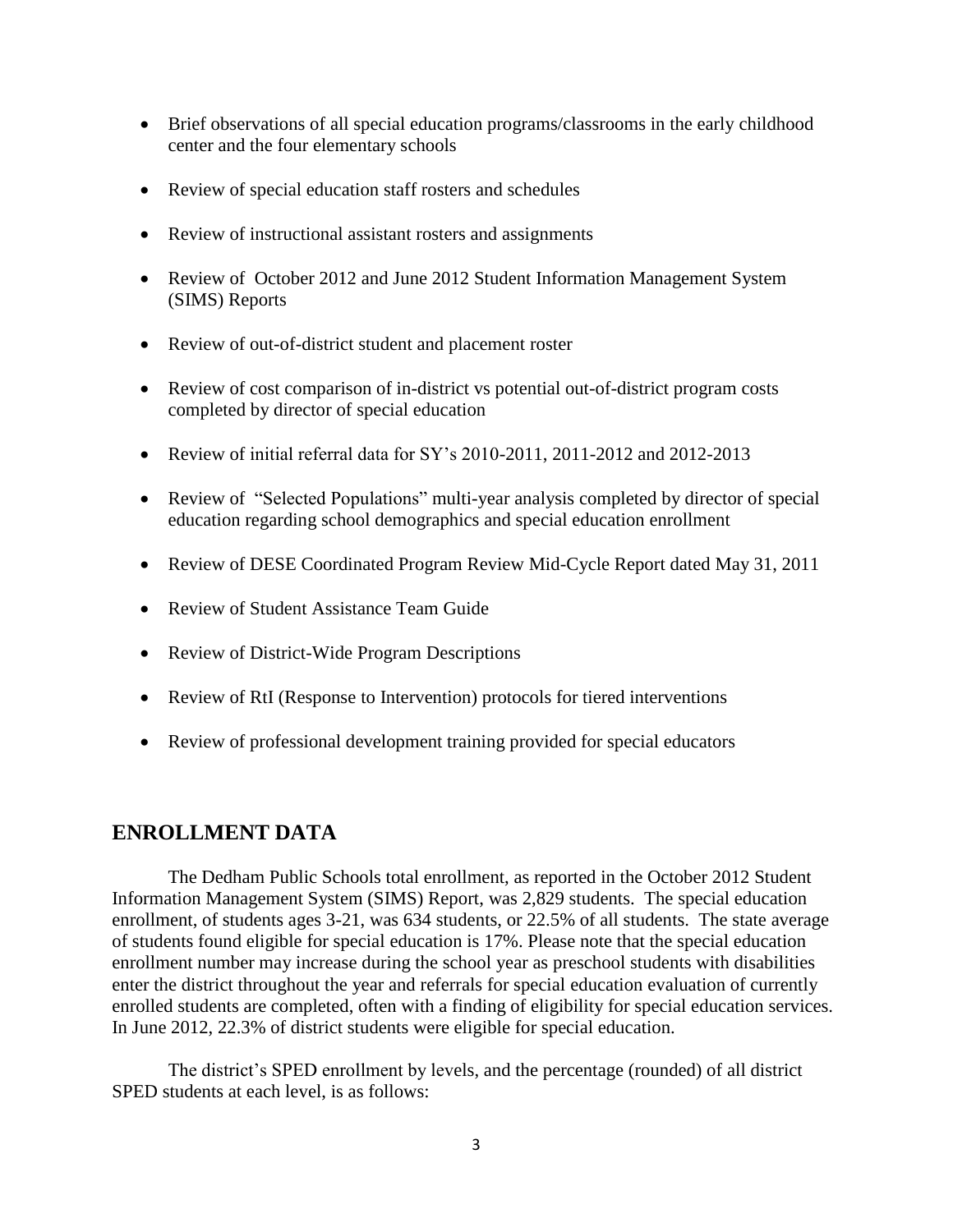- Brief observations of all special education programs/classrooms in the early childhood center and the four elementary schools
- Review of special education staff rosters and schedules
- Review of instructional assistant rosters and assignments
- Review of October 2012 and June 2012 Student Information Management System (SIMS) Reports
- Review of out-of-district student and placement roster
- Review of cost comparison of in-district vs potential out-of-district program costs completed by director of special education
- Review of initial referral data for SY's 2010-2011, 2011-2012 and 2012-2013
- Review of "Selected Populations" multi-year analysis completed by director of special education regarding school demographics and special education enrollment
- Review of DESE Coordinated Program Review Mid-Cycle Report dated May 31, 2011
- Review of Student Assistance Team Guide
- Review of District-Wide Program Descriptions
- Review of RtI (Response to Intervention) protocols for tiered interventions
- Review of professional development training provided for special educators

## ENROLLMENT DATA

The Dedham Public Schools total enrollment, as reported in the October 2012 Student Information Management System (SIMS) Report, was 2,829 students. The special education enrollment, of students ages 3-21, was 634 students, or 22.5% of all students. The state average of students found eligible for special education is 17%. Please note that the special education enrollment number may increase during the school year as preschool students with disabilities enter the district throughout the year and referrals for special education evaluation of currently enrolled students are completed, often with a finding of eligibility for special education services. In June 2012, 22.3% of district students were eligible for special education.

The district's SPED enrollment by levels, and the percentage (rounded) of all district SPED students at each level, is as follows: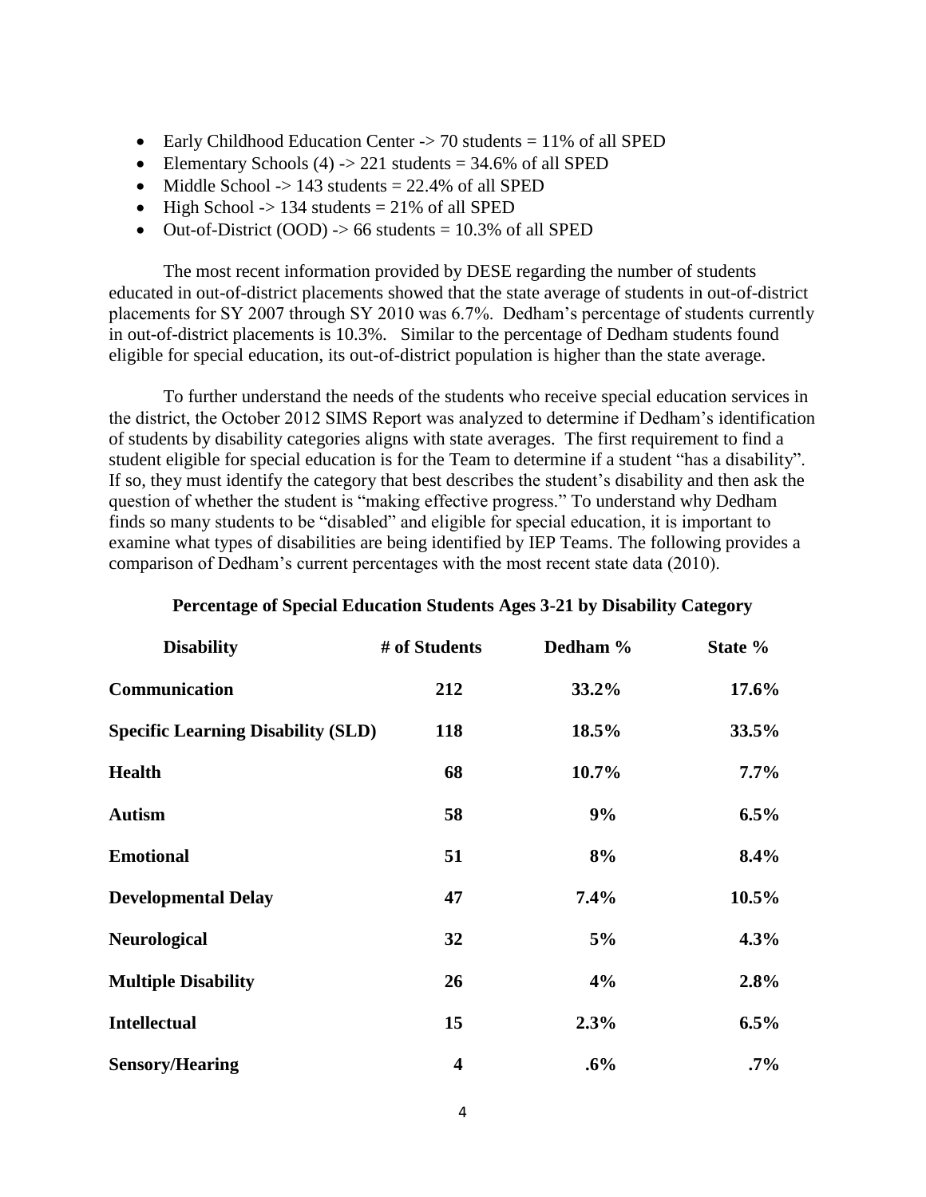- Early Childhood Education Center -> 70 students = 11% of all SPED
- Elementary Schools (4) -> 221 students = 34.6% of all SPED
- Middle School -> 143 students = 22.4% of all SPED
- High School -> 134 students = 21% of all SPED
- Out-of-District (OOD) -> 66 students = 10.3% of all SPED

The most recent information provided by DESE regarding the number of students educated in out-of-district placements showed that the state average of students in out-of-district placements for SY 2007 through SY 2010 was 6.7%. Dedham's percentage of students currently in out-of-district placements is 10.3%. Similar to the percentage of Dedham students found eligible for special education, its out-of-district population is higher than the state average.

To further understand the needs of the students who receive special education services in the district, the October 2012 SIMS Report was analyzed to determine if Dedham's identification of students by disability categories aligns with state averages. The first requirement to find a student eligible for special education is for the Team to determine if a student "has a disability". If so, they must identify the category that best describes the student's disability and then ask the question of whether the student is "making effective progress." To understand why Dedham finds so many students to be "disabled" and eligible for special education, it is important to examine what types of disabilities are being identified by IEP Teams. The following provides a comparison of Dedham's current percentages with the most recent state data (2010).

**Percentage of Special Education Students Ages 3-21 by Disability Category**

| Disability | # of Students | Dedham % | State % |
|---|---|---|---|
| **Communication** | **212** | **33.2%** | **17.6%** |
| **Specific Learning Disability (SLD)** | **118** | **18.5%** | **33.5%** |
| **Health** | **68** | **10.7%** | **7.7%** |
| **Autism** | **58** | **9%** | **6.5%** |
| **Emotional** | **51** | **8%** | **8.4%** |
| **Developmental Delay** | **47** | **7.4%** | **10.5%** |
| **Neurological** | **32** | **5%** | **4.3%** |
| **Multiple Disability** | **26** | **4%** | **2.8%** |
| **Intellectual** | **15** | **2.3%** | **6.5%** |
| **Sensory/Hearing** | **4** | **.6%** | **.7%** |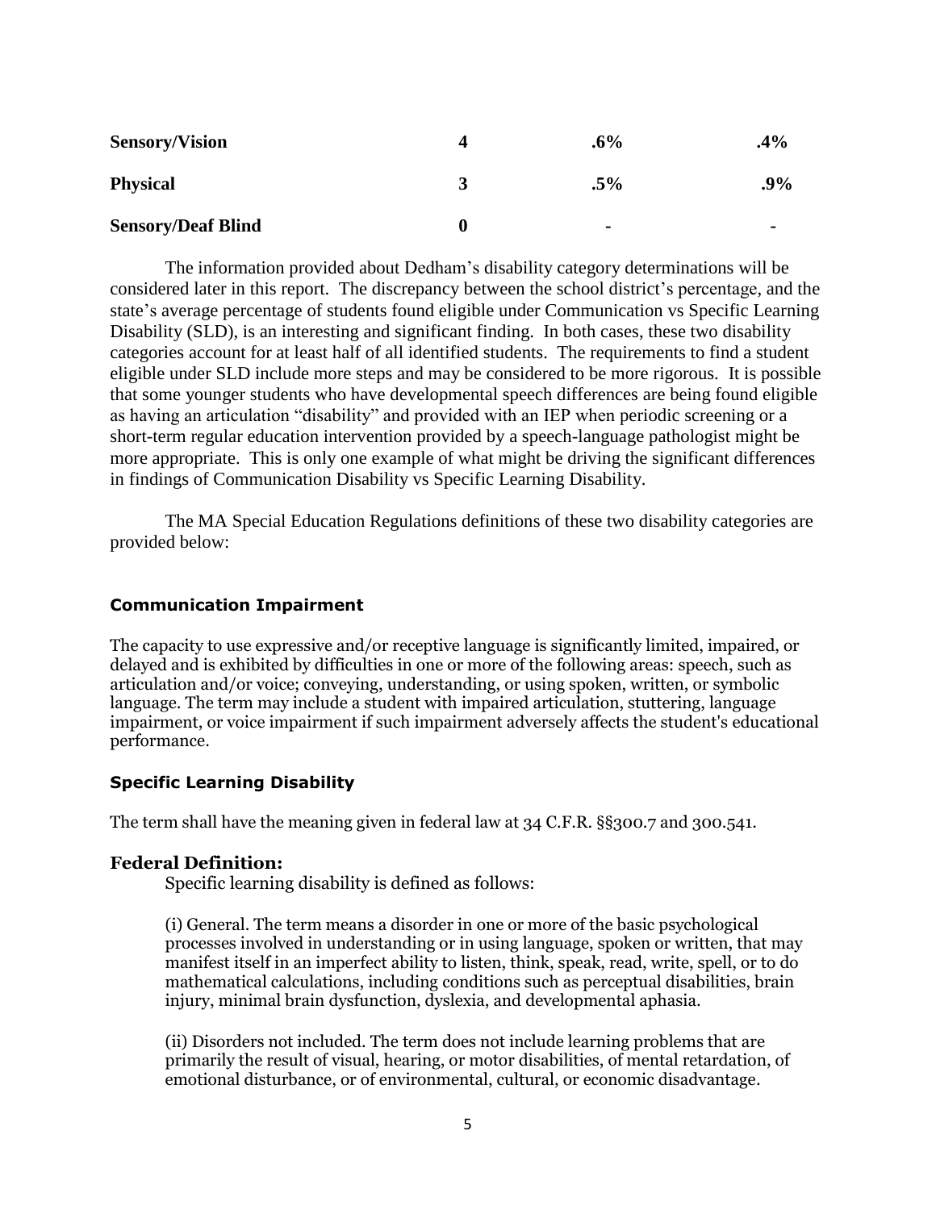| | | | |
|---|---|---|---|
| **Sensory/Vision** | **4** | **.6%** | **.4%** |
| **Physical** | **3** | **.5%** | **.9%** |
| **Sensory/Deaf Blind** | **0** | **-** | **-** |

The information provided about Dedham's disability category determinations will be considered later in this report. The discrepancy between the school district's percentage, and the state's average percentage of students found eligible under Communication vs Specific Learning Disability (SLD), is an interesting and significant finding. In both cases, these two disability categories account for at least half of all identified students. The requirements to find a student eligible under SLD include more steps and may be considered to be more rigorous. It is possible that some younger students who have developmental speech differences are being found eligible as having an articulation "disability" and provided with an IEP when periodic screening or a short-term regular education intervention provided by a speech-language pathologist might be more appropriate. This is only one example of what might be driving the significant differences in findings of Communication Disability vs Specific Learning Disability.

The MA Special Education Regulations definitions of these two disability categories are provided below:

**Communication Impairment**

The capacity to use expressive and/or receptive language is significantly limited, impaired, or delayed and is exhibited by difficulties in one or more of the following areas: speech, such as articulation and/or voice; conveying, understanding, or using spoken, written, or symbolic language. The term may include a student with impaired articulation, stuttering, language impairment, or voice impairment if such impairment adversely affects the student's educational performance.

**Specific Learning Disability**

The term shall have the meaning given in federal law at 34 C.F.R. §§300.7 and 300.541.

**Federal Definition:**

Specific learning disability is defined as follows:

(i) General. The term means a disorder in one or more of the basic psychological processes involved in understanding or in using language, spoken or written, that may manifest itself in an imperfect ability to listen, think, speak, read, write, spell, or to do mathematical calculations, including conditions such as perceptual disabilities, brain injury, minimal brain dysfunction, dyslexia, and developmental aphasia.

(ii) Disorders not included. The term does not include learning problems that are primarily the result of visual, hearing, or motor disabilities, of mental retardation, of emotional disturbance, or of environmental, cultural, or economic disadvantage.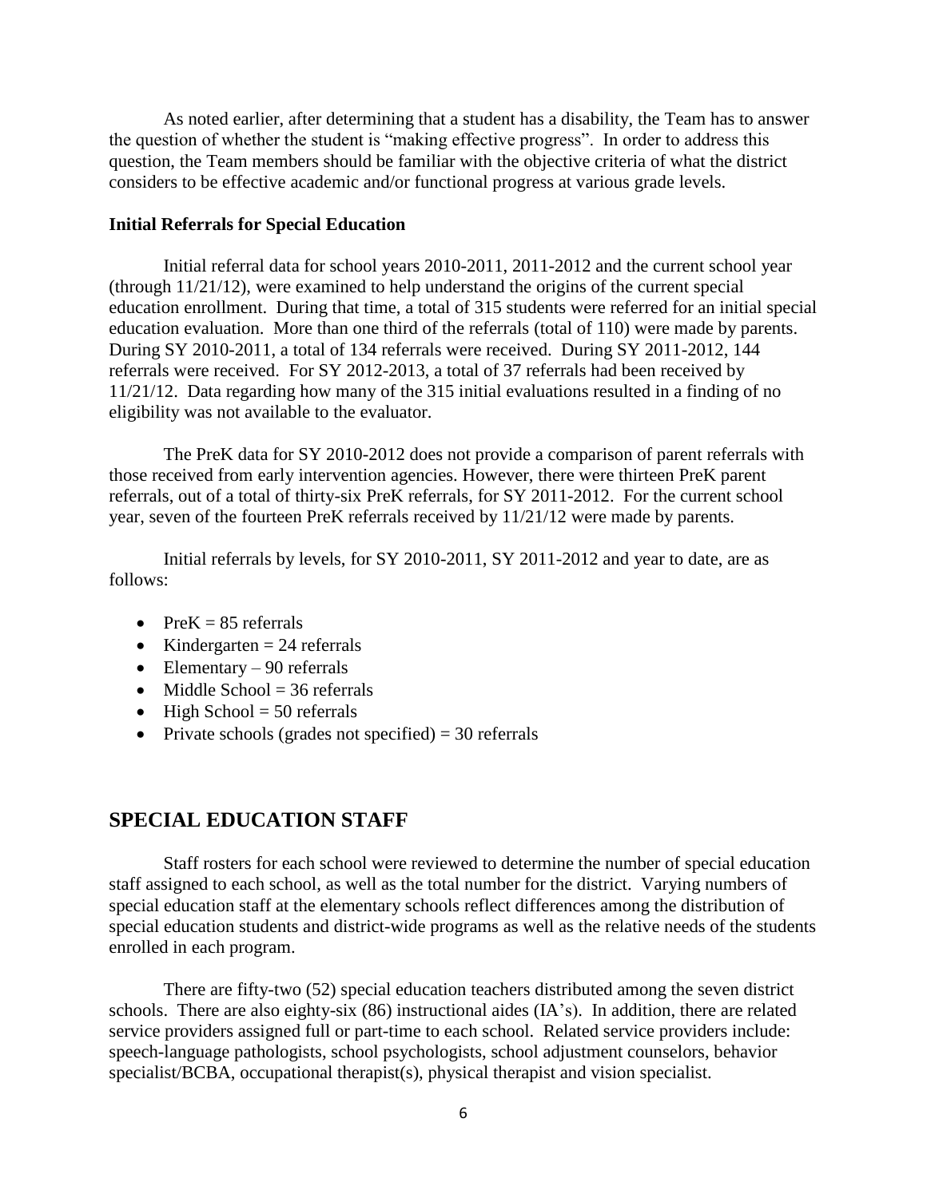As noted earlier, after determining that a student has a disability, the Team has to answer the question of whether the student is "making effective progress". In order to address this question, the Team members should be familiar with the objective criteria of what the district considers to be effective academic and/or functional progress at various grade levels.

**Initial Referrals for Special Education**

Initial referral data for school years 2010-2011, 2011-2012 and the current school year (through 11/21/12), were examined to help understand the origins of the current special education enrollment. During that time, a total of 315 students were referred for an initial special education evaluation. More than one third of the referrals (total of 110) were made by parents. During SY 2010-2011, a total of 134 referrals were received. During SY 2011-2012, 144 referrals were received. For SY 2012-2013, a total of 37 referrals had been received by 11/21/12. Data regarding how many of the 315 initial evaluations resulted in a finding of no eligibility was not available to the evaluator.

The PreK data for SY 2010-2012 does not provide a comparison of parent referrals with those received from early intervention agencies. However, there were thirteen PreK parent referrals, out of a total of thirty-six PreK referrals, for SY 2011-2012. For the current school year, seven of the fourteen PreK referrals received by 11/21/12 were made by parents.

Initial referrals by levels, for SY 2010-2011, SY 2011-2012 and year to date, are as follows:

- PreK = 85 referrals
- Kindergarten = 24 referrals
- Elementary – 90 referrals
- Middle School = 36 referrals
- High School = 50 referrals
- Private schools (grades not specified) = 30 referrals

## SPECIAL EDUCATION STAFF

Staff rosters for each school were reviewed to determine the number of special education staff assigned to each school, as well as the total number for the district. Varying numbers of special education staff at the elementary schools reflect differences among the distribution of special education students and district-wide programs as well as the relative needs of the students enrolled in each program.

There are fifty-two (52) special education teachers distributed among the seven district schools. There are also eighty-six (86) instructional aides (IA's). In addition, there are related service providers assigned full or part-time to each school. Related service providers include: speech-language pathologists, school psychologists, school adjustment counselors, behavior specialist/BCBA, occupational therapist(s), physical therapist and vision specialist.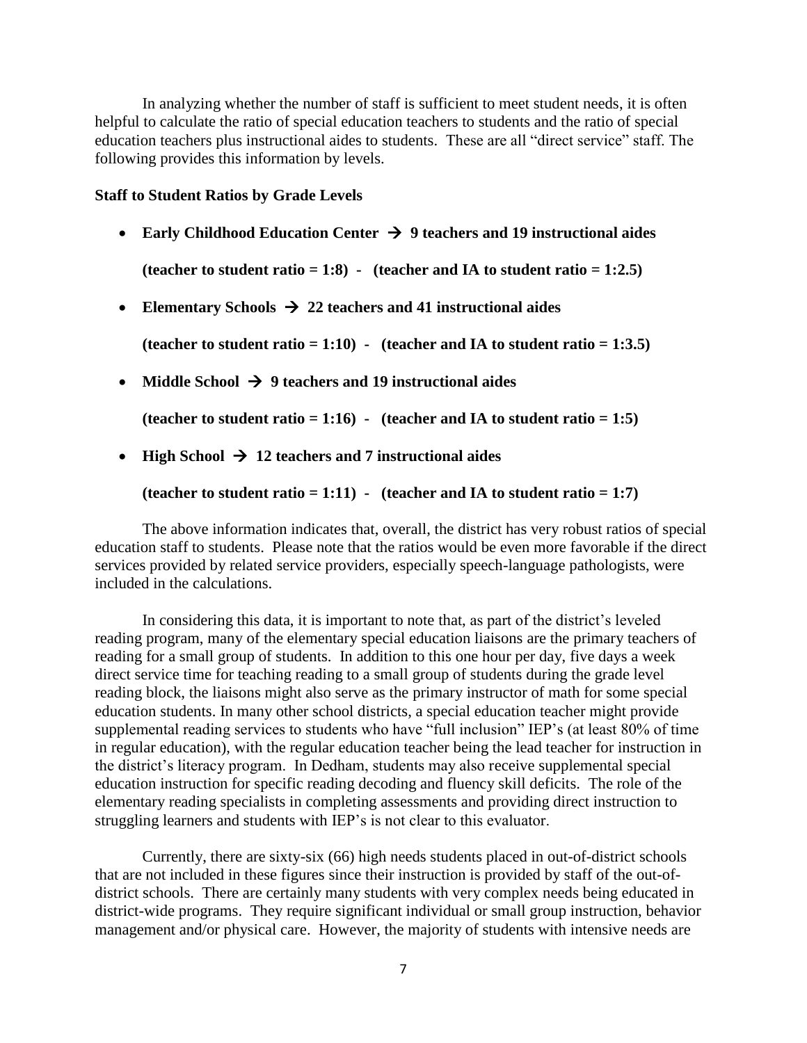In analyzing whether the number of staff is sufficient to meet student needs, it is often helpful to calculate the ratio of special education teachers to students and the ratio of special education teachers plus instructional aides to students. These are all "direct service" staff. The following provides this information by levels.

**Staff to Student Ratios by Grade Levels**

- **Early Childhood Education Center → 9 teachers and 19 instructional aides**

  **(teacher to student ratio = 1:8) - (teacher and IA to student ratio = 1:2.5)**

- **Elementary Schools → 22 teachers and 41 instructional aides**

  **(teacher to student ratio = 1:10) - (teacher and IA to student ratio = 1:3.5)**

- **Middle School → 9 teachers and 19 instructional aides**

  **(teacher to student ratio = 1:16) - (teacher and IA to student ratio = 1:5)**

- **High School → 12 teachers and 7 instructional aides**

  **(teacher to student ratio = 1:11) - (teacher and IA to student ratio = 1:7)**

The above information indicates that, overall, the district has very robust ratios of special education staff to students. Please note that the ratios would be even more favorable if the direct services provided by related service providers, especially speech-language pathologists, were included in the calculations.

In considering this data, it is important to note that, as part of the district's leveled reading program, many of the elementary special education liaisons are the primary teachers of reading for a small group of students. In addition to this one hour per day, five days a week direct service time for teaching reading to a small group of students during the grade level reading block, the liaisons might also serve as the primary instructor of math for some special education students. In many other school districts, a special education teacher might provide supplemental reading services to students who have "full inclusion" IEP's (at least 80% of time in regular education), with the regular education teacher being the lead teacher for instruction in the district's literacy program. In Dedham, students may also receive supplemental special education instruction for specific reading decoding and fluency skill deficits. The role of the elementary reading specialists in completing assessments and providing direct instruction to struggling learners and students with IEP's is not clear to this evaluator.

Currently, there are sixty-six (66) high needs students placed in out-of-district schools that are not included in these figures since their instruction is provided by staff of the out-of-district schools. There are certainly many students with very complex needs being educated in district-wide programs. They require significant individual or small group instruction, behavior management and/or physical care. However, the majority of students with intensive needs are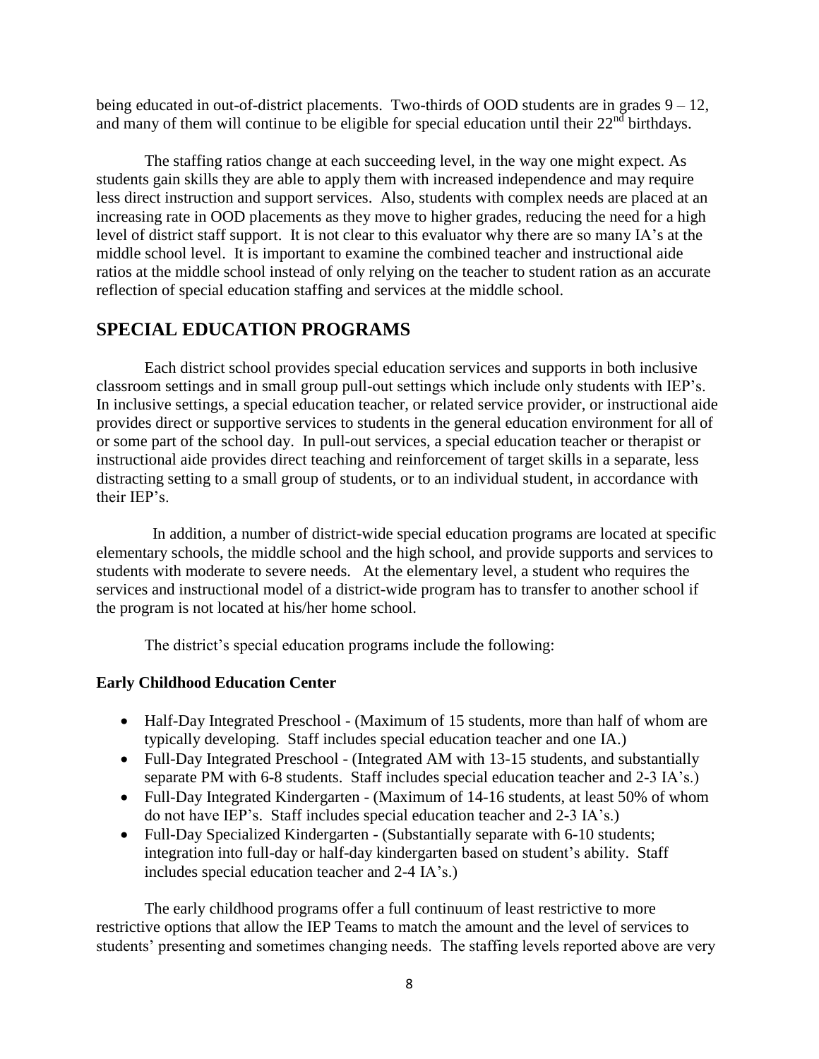being educated in out-of-district placements. Two-thirds of OOD students are in grades 9 – 12, and many of them will continue to be eligible for special education until their 22nd birthdays.

The staffing ratios change at each succeeding level, in the way one might expect. As students gain skills they are able to apply them with increased independence and may require less direct instruction and support services. Also, students with complex needs are placed at an increasing rate in OOD placements as they move to higher grades, reducing the need for a high level of district staff support. It is not clear to this evaluator why there are so many IA's at the middle school level. It is important to examine the combined teacher and instructional aide ratios at the middle school instead of only relying on the teacher to student ration as an accurate reflection of special education staffing and services at the middle school.

## SPECIAL EDUCATION PROGRAMS

Each district school provides special education services and supports in both inclusive classroom settings and in small group pull-out settings which include only students with IEP's. In inclusive settings, a special education teacher, or related service provider, or instructional aide provides direct or supportive services to students in the general education environment for all of or some part of the school day. In pull-out services, a special education teacher or therapist or instructional aide provides direct teaching and reinforcement of target skills in a separate, less distracting setting to a small group of students, or to an individual student, in accordance with their IEP's.

In addition, a number of district-wide special education programs are located at specific elementary schools, the middle school and the high school, and provide supports and services to students with moderate to severe needs. At the elementary level, a student who requires the services and instructional model of a district-wide program has to transfer to another school if the program is not located at his/her home school.

The district's special education programs include the following:

**Early Childhood Education Center**

- Half-Day Integrated Preschool - (Maximum of 15 students, more than half of whom are typically developing. Staff includes special education teacher and one IA.)
- Full-Day Integrated Preschool - (Integrated AM with 13-15 students, and substantially separate PM with 6-8 students. Staff includes special education teacher and 2-3 IA's.)
- Full-Day Integrated Kindergarten - (Maximum of 14-16 students, at least 50% of whom do not have IEP's. Staff includes special education teacher and 2-3 IA's.)
- Full-Day Specialized Kindergarten - (Substantially separate with 6-10 students; integration into full-day or half-day kindergarten based on student's ability. Staff includes special education teacher and 2-4 IA's.)

The early childhood programs offer a full continuum of least restrictive to more restrictive options that allow the IEP Teams to match the amount and the level of services to students' presenting and sometimes changing needs. The staffing levels reported above are very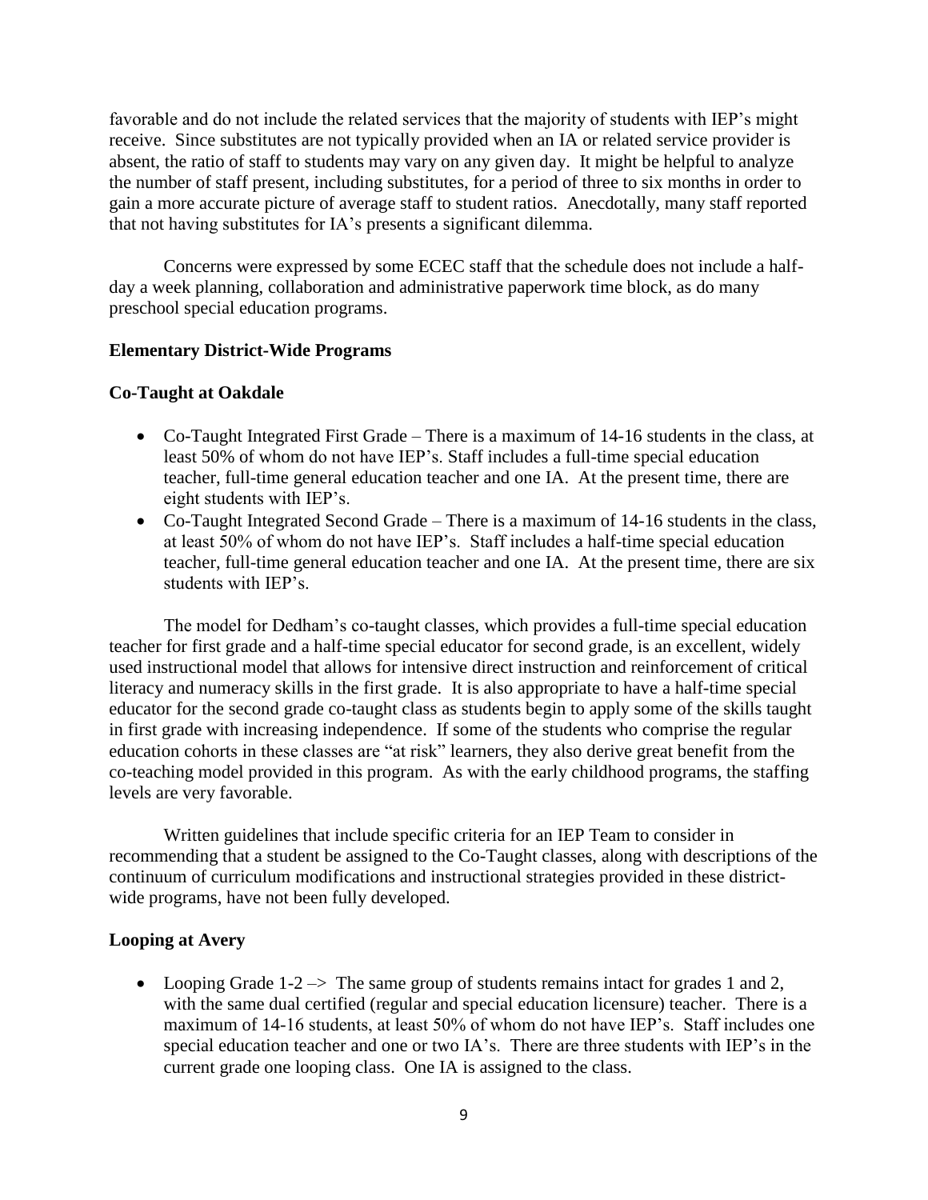favorable and do not include the related services that the majority of students with IEP's might receive. Since substitutes are not typically provided when an IA or related service provider is absent, the ratio of staff to students may vary on any given day. It might be helpful to analyze the number of staff present, including substitutes, for a period of three to six months in order to gain a more accurate picture of average staff to student ratios. Anecdotally, many staff reported that not having substitutes for IA's presents a significant dilemma.

Concerns were expressed by some ECEC staff that the schedule does not include a half-day a week planning, collaboration and administrative paperwork time block, as do many preschool special education programs.

**Elementary District-Wide Programs**

**Co-Taught at Oakdale**

- Co-Taught Integrated First Grade – There is a maximum of 14-16 students in the class, at least 50% of whom do not have IEP's. Staff includes a full-time special education teacher, full-time general education teacher and one IA. At the present time, there are eight students with IEP's.
- Co-Taught Integrated Second Grade – There is a maximum of 14-16 students in the class, at least 50% of whom do not have IEP's. Staff includes a half-time special education teacher, full-time general education teacher and one IA. At the present time, there are six students with IEP's.

The model for Dedham's co-taught classes, which provides a full-time special education teacher for first grade and a half-time special educator for second grade, is an excellent, widely used instructional model that allows for intensive direct instruction and reinforcement of critical literacy and numeracy skills in the first grade. It is also appropriate to have a half-time special educator for the second grade co-taught class as students begin to apply some of the skills taught in first grade with increasing independence. If some of the students who comprise the regular education cohorts in these classes are "at risk" learners, they also derive great benefit from the co-teaching model provided in this program. As with the early childhood programs, the staffing levels are very favorable.

Written guidelines that include specific criteria for an IEP Team to consider in recommending that a student be assigned to the Co-Taught classes, along with descriptions of the continuum of curriculum modifications and instructional strategies provided in these district-wide programs, have not been fully developed.

**Looping at Avery**

- Looping Grade 1-2 –> The same group of students remains intact for grades 1 and 2, with the same dual certified (regular and special education licensure) teacher. There is a maximum of 14-16 students, at least 50% of whom do not have IEP's. Staff includes one special education teacher and one or two IA's. There are three students with IEP's in the current grade one looping class. One IA is assigned to the class.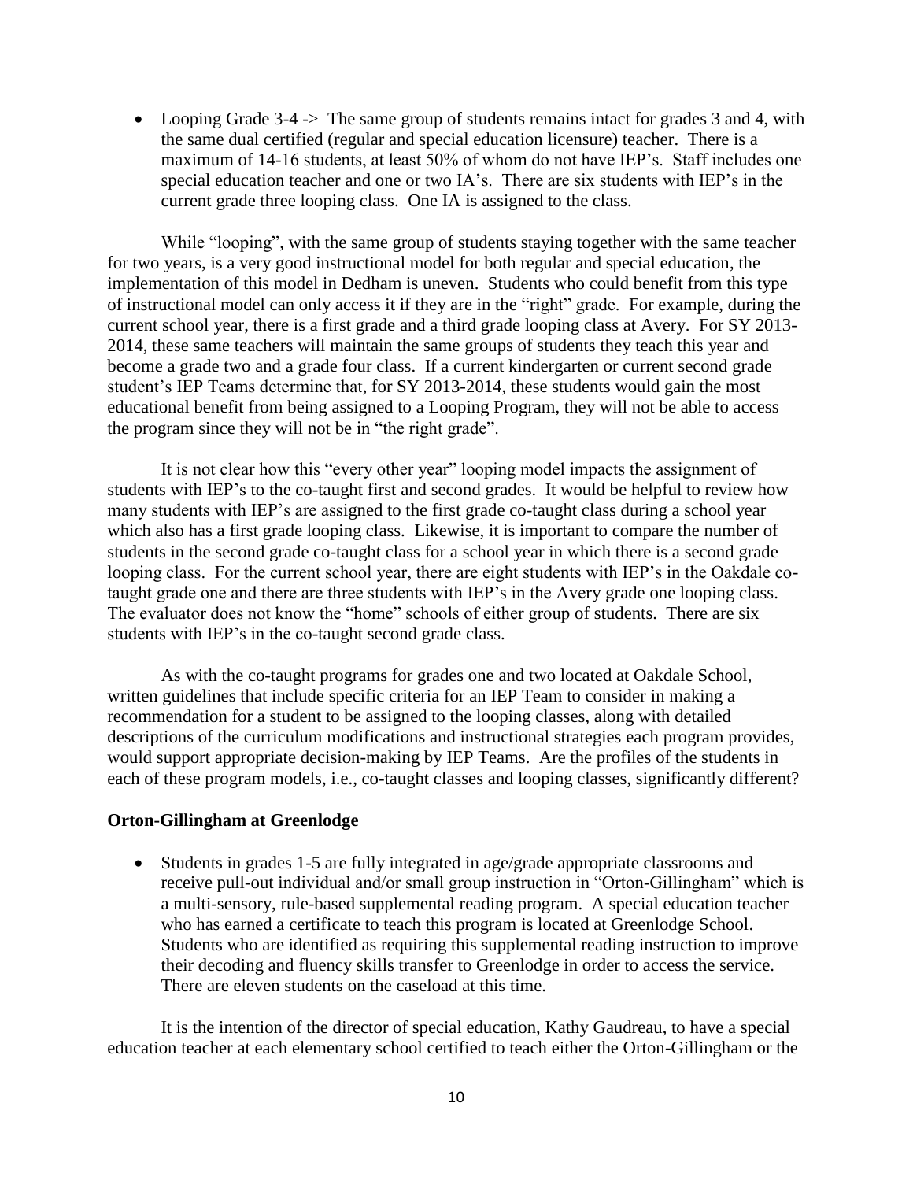- Looping Grade 3-4 -> The same group of students remains intact for grades 3 and 4, with the same dual certified (regular and special education licensure) teacher. There is a maximum of 14-16 students, at least 50% of whom do not have IEP's. Staff includes one special education teacher and one or two IA's. There are six students with IEP's in the current grade three looping class. One IA is assigned to the class.

While "looping", with the same group of students staying together with the same teacher for two years, is a very good instructional model for both regular and special education, the implementation of this model in Dedham is uneven. Students who could benefit from this type of instructional model can only access it if they are in the "right" grade. For example, during the current school year, there is a first grade and a third grade looping class at Avery. For SY 2013-2014, these same teachers will maintain the same groups of students they teach this year and become a grade two and a grade four class. If a current kindergarten or current second grade student's IEP Teams determine that, for SY 2013-2014, these students would gain the most educational benefit from being assigned to a Looping Program, they will not be able to access the program since they will not be in "the right grade".

It is not clear how this "every other year" looping model impacts the assignment of students with IEP's to the co-taught first and second grades. It would be helpful to review how many students with IEP's are assigned to the first grade co-taught class during a school year which also has a first grade looping class. Likewise, it is important to compare the number of students in the second grade co-taught class for a school year in which there is a second grade looping class. For the current school year, there are eight students with IEP's in the Oakdale co-taught grade one and there are three students with IEP's in the Avery grade one looping class. The evaluator does not know the "home" schools of either group of students. There are six students with IEP's in the co-taught second grade class.

As with the co-taught programs for grades one and two located at Oakdale School, written guidelines that include specific criteria for an IEP Team to consider in making a recommendation for a student to be assigned to the looping classes, along with detailed descriptions of the curriculum modifications and instructional strategies each program provides, would support appropriate decision-making by IEP Teams. Are the profiles of the students in each of these program models, i.e., co-taught classes and looping classes, significantly different?

**Orton-Gillingham at Greenlodge**

- Students in grades 1-5 are fully integrated in age/grade appropriate classrooms and receive pull-out individual and/or small group instruction in "Orton-Gillingham" which is a multi-sensory, rule-based supplemental reading program. A special education teacher who has earned a certificate to teach this program is located at Greenlodge School. Students who are identified as requiring this supplemental reading instruction to improve their decoding and fluency skills transfer to Greenlodge in order to access the service. There are eleven students on the caseload at this time.

It is the intention of the director of special education, Kathy Gaudreau, to have a special education teacher at each elementary school certified to teach either the Orton-Gillingham or the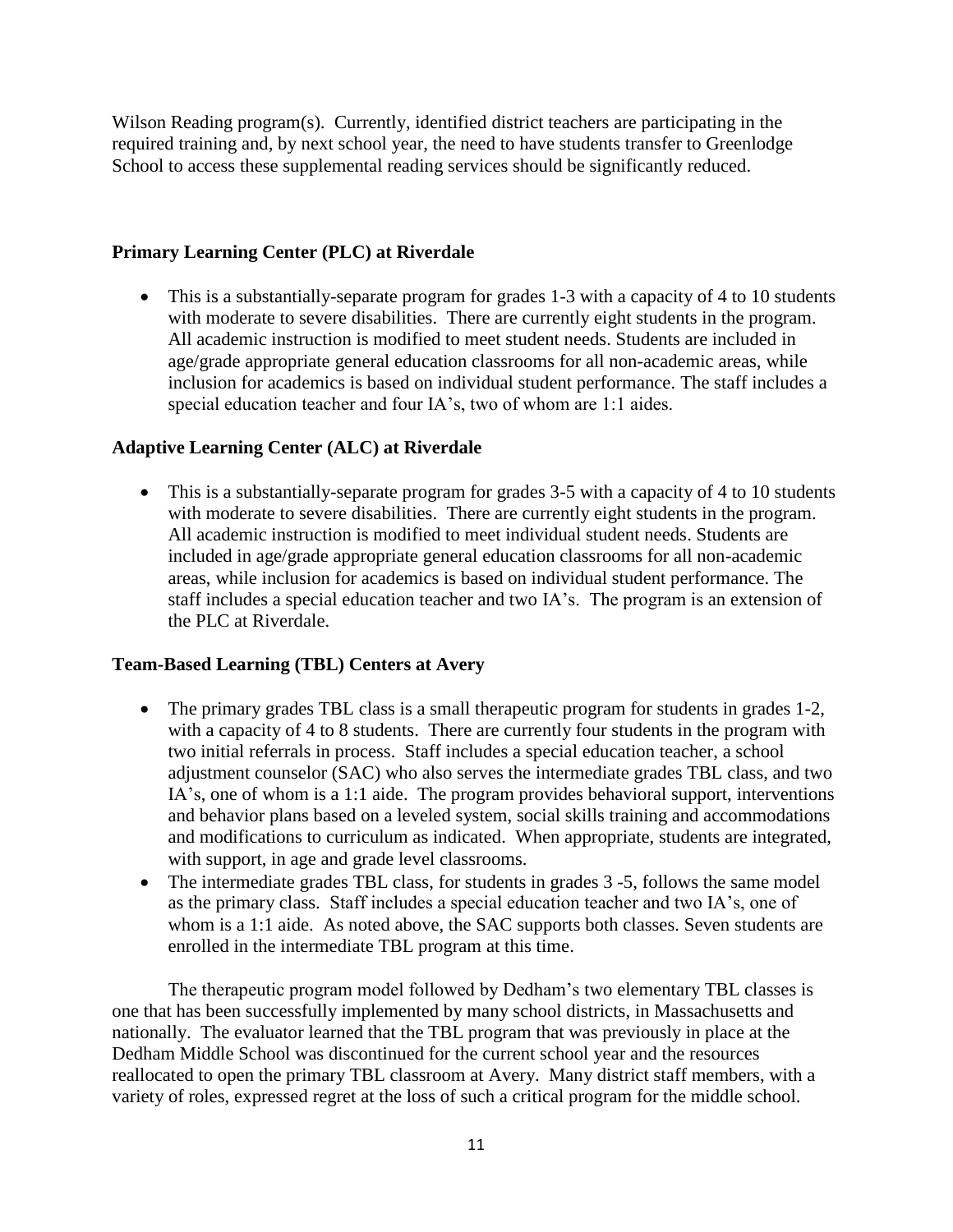Wilson Reading program(s). Currently, identified district teachers are participating in the required training and, by next school year, the need to have students transfer to Greenlodge School to access these supplemental reading services should be significantly reduced.

**Primary Learning Center (PLC) at Riverdale**

- This is a substantially-separate program for grades 1-3 with a capacity of 4 to 10 students with moderate to severe disabilities. There are currently eight students in the program. All academic instruction is modified to meet student needs. Students are included in age/grade appropriate general education classrooms for all non-academic areas, while inclusion for academics is based on individual student performance. The staff includes a special education teacher and four IA's, two of whom are 1:1 aides.

**Adaptive Learning Center (ALC) at Riverdale**

- This is a substantially-separate program for grades 3-5 with a capacity of 4 to 10 students with moderate to severe disabilities. There are currently eight students in the program. All academic instruction is modified to meet individual student needs. Students are included in age/grade appropriate general education classrooms for all non-academic areas, while inclusion for academics is based on individual student performance. The staff includes a special education teacher and two IA's. The program is an extension of the PLC at Riverdale.

**Team-Based Learning (TBL) Centers at Avery**

- The primary grades TBL class is a small therapeutic program for students in grades 1-2, with a capacity of 4 to 8 students. There are currently four students in the program with two initial referrals in process. Staff includes a special education teacher, a school adjustment counselor (SAC) who also serves the intermediate grades TBL class, and two IA's, one of whom is a 1:1 aide. The program provides behavioral support, interventions and behavior plans based on a leveled system, social skills training and accommodations and modifications to curriculum as indicated. When appropriate, students are integrated, with support, in age and grade level classrooms.
- The intermediate grades TBL class, for students in grades 3 -5, follows the same model as the primary class. Staff includes a special education teacher and two IA's, one of whom is a 1:1 aide. As noted above, the SAC supports both classes. Seven students are enrolled in the intermediate TBL program at this time.

The therapeutic program model followed by Dedham's two elementary TBL classes is one that has been successfully implemented by many school districts, in Massachusetts and nationally. The evaluator learned that the TBL program that was previously in place at the Dedham Middle School was discontinued for the current school year and the resources reallocated to open the primary TBL classroom at Avery. Many district staff members, with a variety of roles, expressed regret at the loss of such a critical program for the middle school.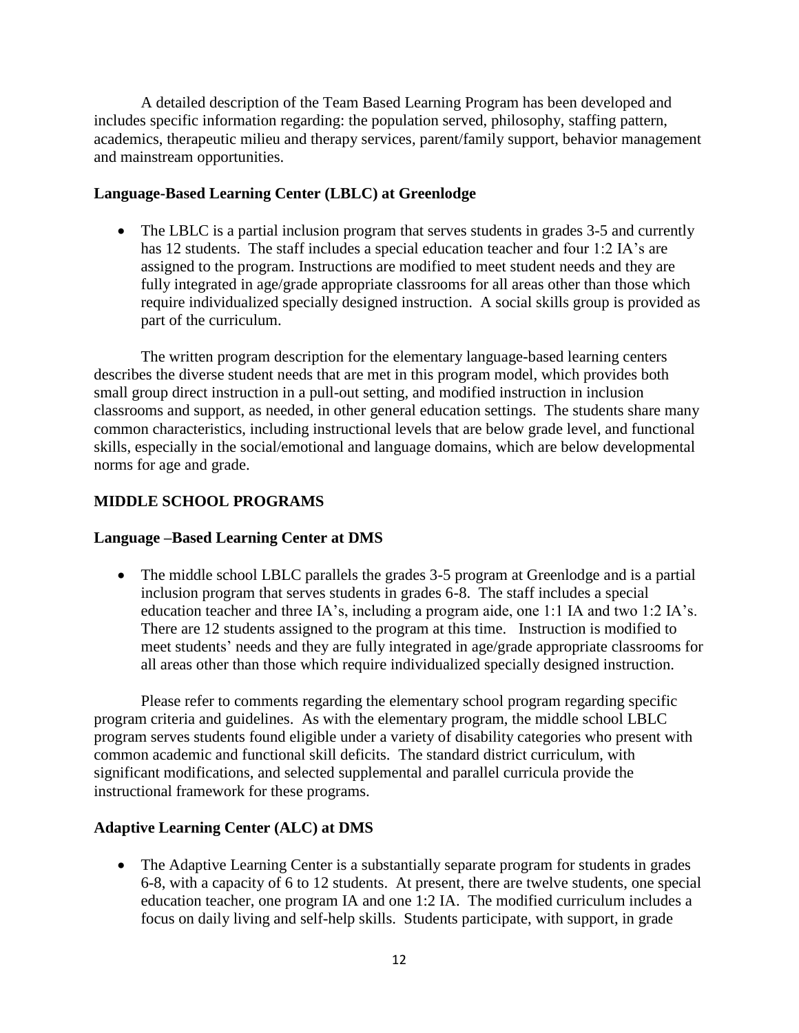A detailed description of the Team Based Learning Program has been developed and includes specific information regarding: the population served, philosophy, staffing pattern, academics, therapeutic milieu and therapy services, parent/family support, behavior management and mainstream opportunities.

**Language-Based Learning Center (LBLC) at Greenlodge**

- The LBLC is a partial inclusion program that serves students in grades 3-5 and currently has 12 students. The staff includes a special education teacher and four 1:2 IA's are assigned to the program. Instructions are modified to meet student needs and they are fully integrated in age/grade appropriate classrooms for all areas other than those which require individualized specially designed instruction. A social skills group is provided as part of the curriculum.

The written program description for the elementary language-based learning centers describes the diverse student needs that are met in this program model, which provides both small group direct instruction in a pull-out setting, and modified instruction in inclusion classrooms and support, as needed, in other general education settings. The students share many common characteristics, including instructional levels that are below grade level, and functional skills, especially in the social/emotional and language domains, which are below developmental norms for age and grade.

**MIDDLE SCHOOL PROGRAMS**

**Language –Based Learning Center at DMS**

- The middle school LBLC parallels the grades 3-5 program at Greenlodge and is a partial inclusion program that serves students in grades 6-8. The staff includes a special education teacher and three IA's, including a program aide, one 1:1 IA and two 1:2 IA's. There are 12 students assigned to the program at this time. Instruction is modified to meet students' needs and they are fully integrated in age/grade appropriate classrooms for all areas other than those which require individualized specially designed instruction.

Please refer to comments regarding the elementary school program regarding specific program criteria and guidelines. As with the elementary program, the middle school LBLC program serves students found eligible under a variety of disability categories who present with common academic and functional skill deficits. The standard district curriculum, with significant modifications, and selected supplemental and parallel curricula provide the instructional framework for these programs.

**Adaptive Learning Center (ALC) at DMS**

- The Adaptive Learning Center is a substantially separate program for students in grades 6-8, with a capacity of 6 to 12 students. At present, there are twelve students, one special education teacher, one program IA and one 1:2 IA. The modified curriculum includes a focus on daily living and self-help skills. Students participate, with support, in grade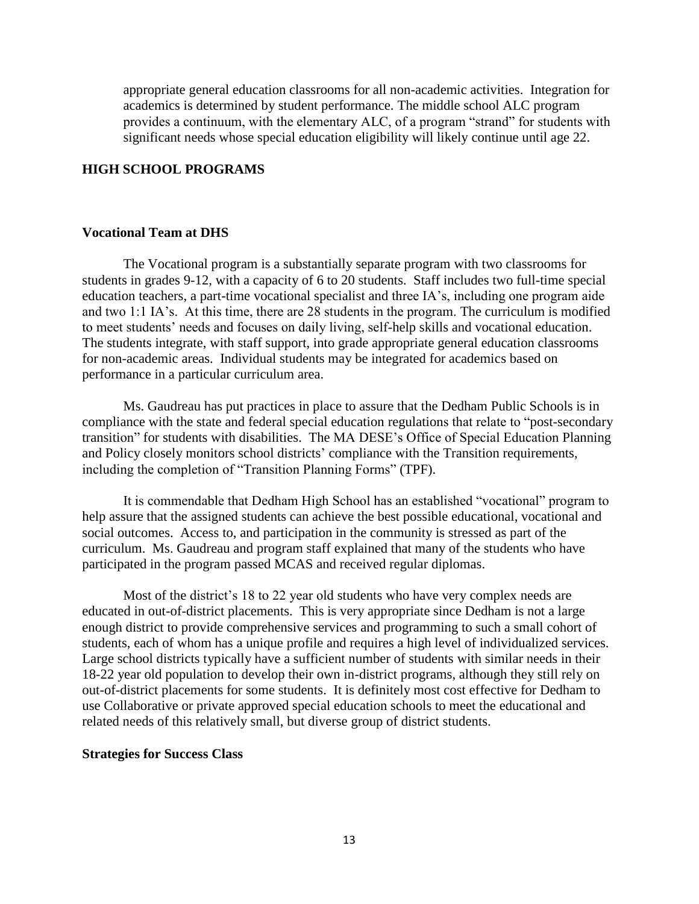appropriate general education classrooms for all non-academic activities. Integration for academics is determined by student performance. The middle school ALC program provides a continuum, with the elementary ALC, of a program "strand" for students with significant needs whose special education eligibility will likely continue until age 22.

## HIGH SCHOOL PROGRAMS

### Vocational Team at DHS

The Vocational program is a substantially separate program with two classrooms for students in grades 9-12, with a capacity of 6 to 20 students. Staff includes two full-time special education teachers, a part-time vocational specialist and three IA's, including one program aide and two 1:1 IA's. At this time, there are 28 students in the program. The curriculum is modified to meet students' needs and focuses on daily living, self-help skills and vocational education. The students integrate, with staff support, into grade appropriate general education classrooms for non-academic areas. Individual students may be integrated for academics based on performance in a particular curriculum area.

Ms. Gaudreau has put practices in place to assure that the Dedham Public Schools is in compliance with the state and federal special education regulations that relate to "post-secondary transition" for students with disabilities. The MA DESE's Office of Special Education Planning and Policy closely monitors school districts' compliance with the Transition requirements, including the completion of "Transition Planning Forms" (TPF).

It is commendable that Dedham High School has an established "vocational" program to help assure that the assigned students can achieve the best possible educational, vocational and social outcomes. Access to, and participation in the community is stressed as part of the curriculum. Ms. Gaudreau and program staff explained that many of the students who have participated in the program passed MCAS and received regular diplomas.

Most of the district's 18 to 22 year old students who have very complex needs are educated in out-of-district placements. This is very appropriate since Dedham is not a large enough district to provide comprehensive services and programming to such a small cohort of students, each of whom has a unique profile and requires a high level of individualized services. Large school districts typically have a sufficient number of students with similar needs in their 18-22 year old population to develop their own in-district programs, although they still rely on out-of-district placements for some students. It is definitely most cost effective for Dedham to use Collaborative or private approved special education schools to meet the educational and related needs of this relatively small, but diverse group of district students.

### Strategies for Success Class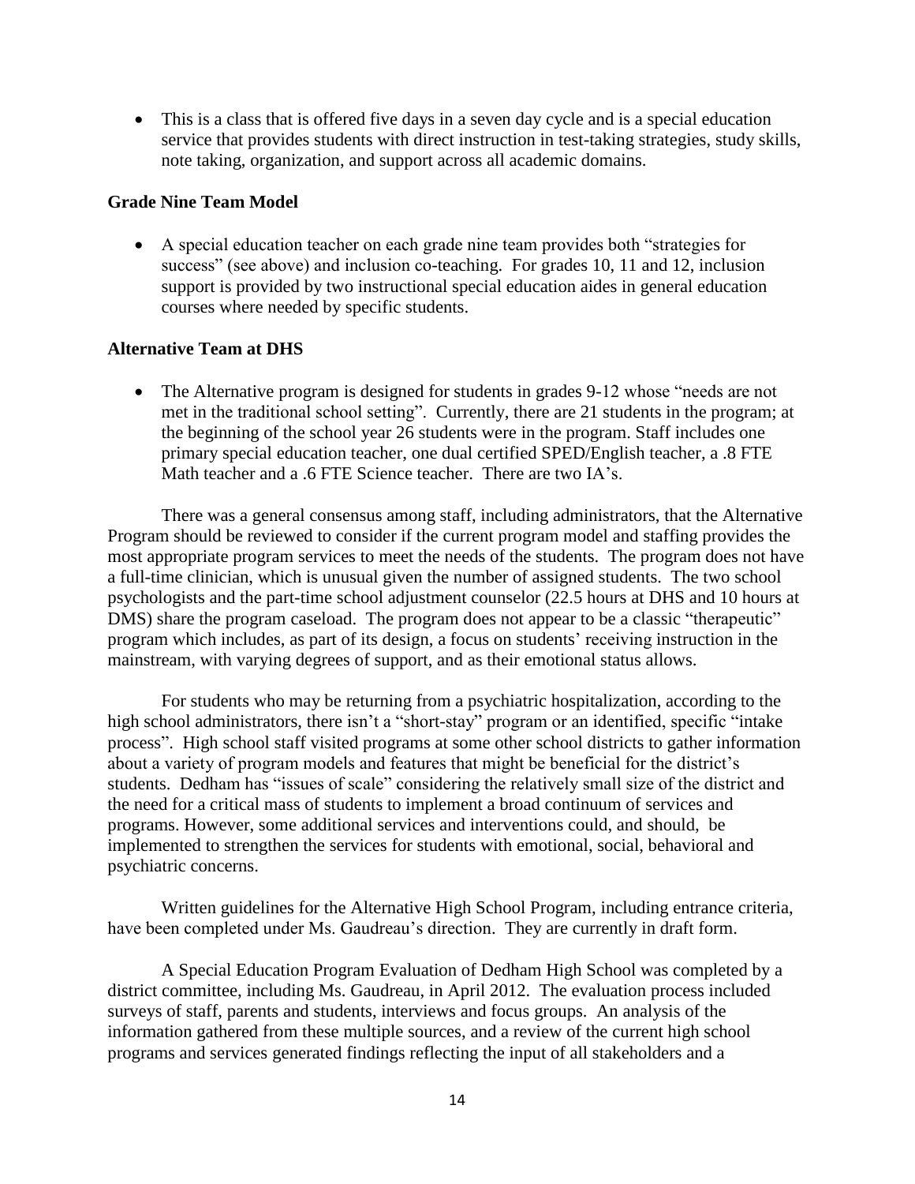- This is a class that is offered five days in a seven day cycle and is a special education service that provides students with direct instruction in test-taking strategies, study skills, note taking, organization, and support across all academic domains.

**Grade Nine Team Model**

- A special education teacher on each grade nine team provides both "strategies for success" (see above) and inclusion co-teaching. For grades 10, 11 and 12, inclusion support is provided by two instructional special education aides in general education courses where needed by specific students.

**Alternative Team at DHS**

- The Alternative program is designed for students in grades 9-12 whose "needs are not met in the traditional school setting". Currently, there are 21 students in the program; at the beginning of the school year 26 students were in the program. Staff includes one primary special education teacher, one dual certified SPED/English teacher, a .8 FTE Math teacher and a .6 FTE Science teacher. There are two IA's.

There was a general consensus among staff, including administrators, that the Alternative Program should be reviewed to consider if the current program model and staffing provides the most appropriate program services to meet the needs of the students. The program does not have a full-time clinician, which is unusual given the number of assigned students. The two school psychologists and the part-time school adjustment counselor (22.5 hours at DHS and 10 hours at DMS) share the program caseload. The program does not appear to be a classic "therapeutic" program which includes, as part of its design, a focus on students' receiving instruction in the mainstream, with varying degrees of support, and as their emotional status allows.

For students who may be returning from a psychiatric hospitalization, according to the high school administrators, there isn't a "short-stay" program or an identified, specific "intake process". High school staff visited programs at some other school districts to gather information about a variety of program models and features that might be beneficial for the district's students. Dedham has "issues of scale" considering the relatively small size of the district and the need for a critical mass of students to implement a broad continuum of services and programs. However, some additional services and interventions could, and should, be implemented to strengthen the services for students with emotional, social, behavioral and psychiatric concerns.

Written guidelines for the Alternative High School Program, including entrance criteria, have been completed under Ms. Gaudreau's direction. They are currently in draft form.

A Special Education Program Evaluation of Dedham High School was completed by a district committee, including Ms. Gaudreau, in April 2012. The evaluation process included surveys of staff, parents and students, interviews and focus groups. An analysis of the information gathered from these multiple sources, and a review of the current high school programs and services generated findings reflecting the input of all stakeholders and a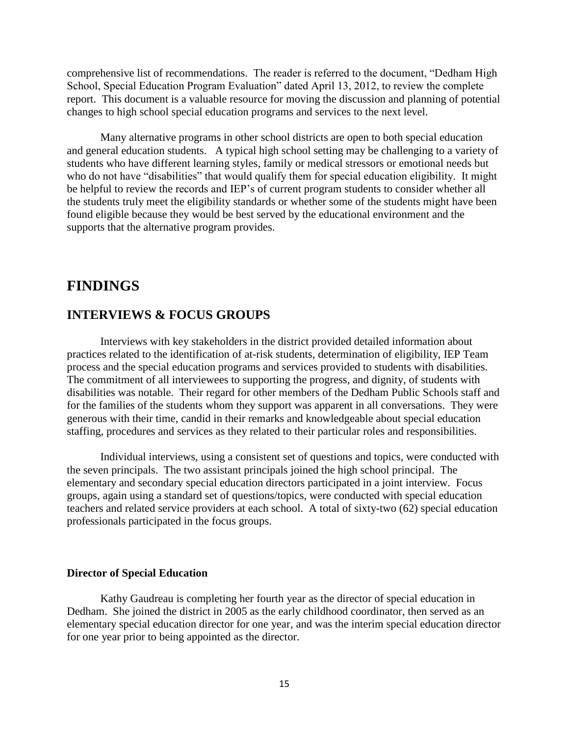comprehensive list of recommendations. The reader is referred to the document, "Dedham High School, Special Education Program Evaluation" dated April 13, 2012, to review the complete report. This document is a valuable resource for moving the discussion and planning of potential changes to high school special education programs and services to the next level.

Many alternative programs in other school districts are open to both special education and general education students. A typical high school setting may be challenging to a variety of students who have different learning styles, family or medical stressors or emotional needs but who do not have "disabilities" that would qualify them for special education eligibility. It might be helpful to review the records and IEP's of current program students to consider whether all the students truly meet the eligibility standards or whether some of the students might have been found eligible because they would be best served by the educational environment and the supports that the alternative program provides.

# FINDINGS

## INTERVIEWS & FOCUS GROUPS

Interviews with key stakeholders in the district provided detailed information about practices related to the identification of at-risk students, determination of eligibility, IEP Team process and the special education programs and services provided to students with disabilities. The commitment of all interviewees to supporting the progress, and dignity, of students with disabilities was notable. Their regard for other members of the Dedham Public Schools staff and for the families of the students whom they support was apparent in all conversations. They were generous with their time, candid in their remarks and knowledgeable about special education staffing, procedures and services as they related to their particular roles and responsibilities.

Individual interviews, using a consistent set of questions and topics, were conducted with the seven principals. The two assistant principals joined the high school principal. The elementary and secondary special education directors participated in a joint interview. Focus groups, again using a standard set of questions/topics, were conducted with special education teachers and related service providers at each school. A total of sixty-two (62) special education professionals participated in the focus groups.

**Director of Special Education**

Kathy Gaudreau is completing her fourth year as the director of special education in Dedham. She joined the district in 2005 as the early childhood coordinator, then served as an elementary special education director for one year, and was the interim special education director for one year prior to being appointed as the director.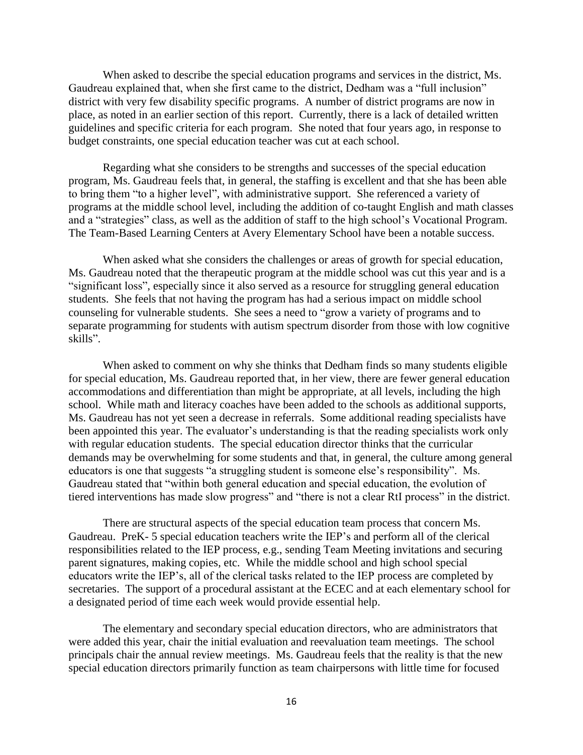When asked to describe the special education programs and services in the district, Ms. Gaudreau explained that, when she first came to the district, Dedham was a "full inclusion" district with very few disability specific programs. A number of district programs are now in place, as noted in an earlier section of this report. Currently, there is a lack of detailed written guidelines and specific criteria for each program. She noted that four years ago, in response to budget constraints, one special education teacher was cut at each school.

Regarding what she considers to be strengths and successes of the special education program, Ms. Gaudreau feels that, in general, the staffing is excellent and that she has been able to bring them "to a higher level", with administrative support. She referenced a variety of programs at the middle school level, including the addition of co-taught English and math classes and a "strategies" class, as well as the addition of staff to the high school's Vocational Program. The Team-Based Learning Centers at Avery Elementary School have been a notable success.

When asked what she considers the challenges or areas of growth for special education, Ms. Gaudreau noted that the therapeutic program at the middle school was cut this year and is a "significant loss", especially since it also served as a resource for struggling general education students. She feels that not having the program has had a serious impact on middle school counseling for vulnerable students. She sees a need to "grow a variety of programs and to separate programming for students with autism spectrum disorder from those with low cognitive skills".

When asked to comment on why she thinks that Dedham finds so many students eligible for special education, Ms. Gaudreau reported that, in her view, there are fewer general education accommodations and differentiation than might be appropriate, at all levels, including the high school. While math and literacy coaches have been added to the schools as additional supports, Ms. Gaudreau has not yet seen a decrease in referrals. Some additional reading specialists have been appointed this year. The evaluator's understanding is that the reading specialists work only with regular education students. The special education director thinks that the curricular demands may be overwhelming for some students and that, in general, the culture among general educators is one that suggests "a struggling student is someone else's responsibility". Ms. Gaudreau stated that "within both general education and special education, the evolution of tiered interventions has made slow progress" and "there is not a clear RtI process" in the district.

There are structural aspects of the special education team process that concern Ms. Gaudreau. PreK- 5 special education teachers write the IEP's and perform all of the clerical responsibilities related to the IEP process, e.g., sending Team Meeting invitations and securing parent signatures, making copies, etc. While the middle school and high school special educators write the IEP's, all of the clerical tasks related to the IEP process are completed by secretaries. The support of a procedural assistant at the ECEC and at each elementary school for a designated period of time each week would provide essential help.

The elementary and secondary special education directors, who are administrators that were added this year, chair the initial evaluation and reevaluation team meetings. The school principals chair the annual review meetings. Ms. Gaudreau feels that the reality is that the new special education directors primarily function as team chairpersons with little time for focused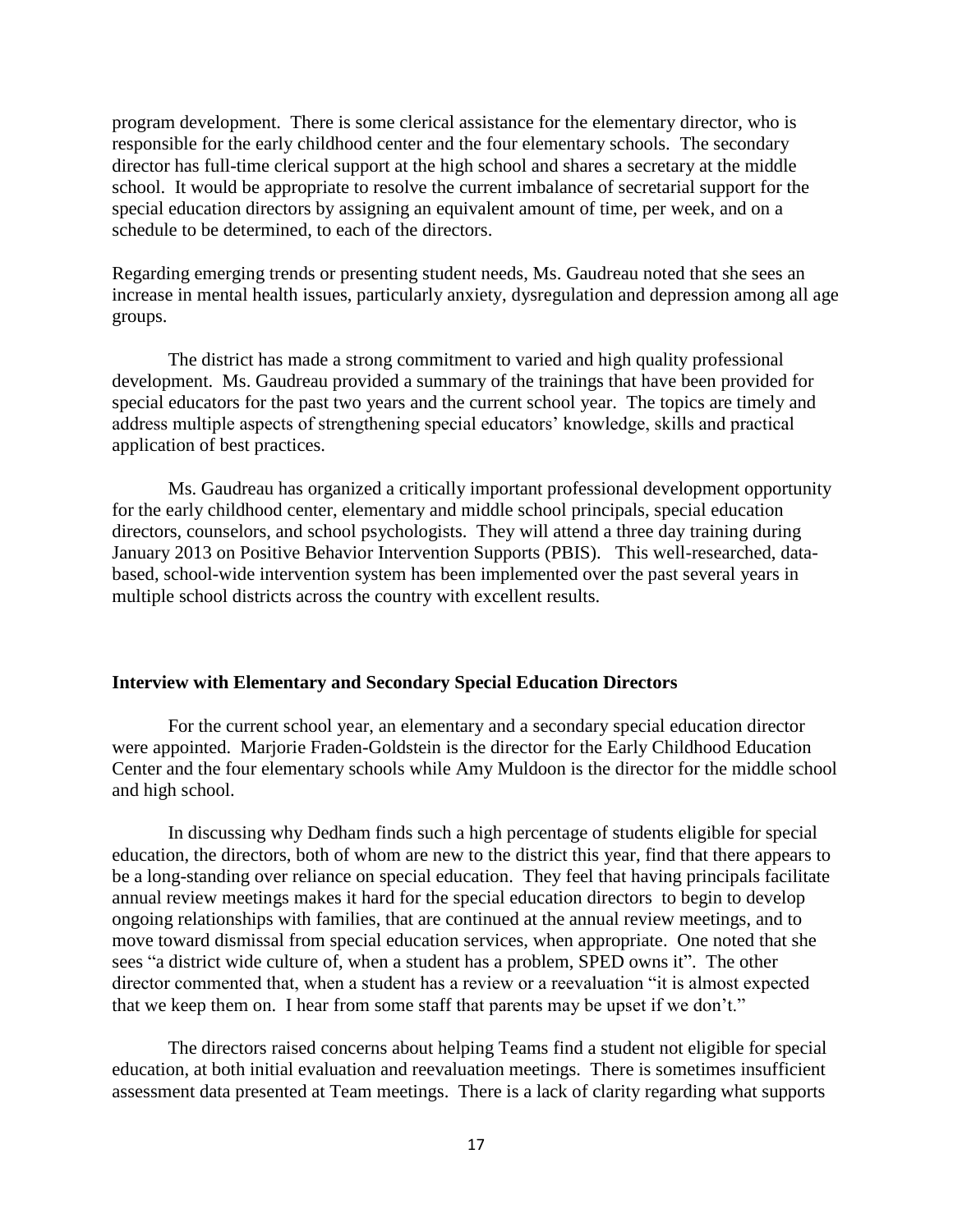program development. There is some clerical assistance for the elementary director, who is responsible for the early childhood center and the four elementary schools. The secondary director has full-time clerical support at the high school and shares a secretary at the middle school. It would be appropriate to resolve the current imbalance of secretarial support for the special education directors by assigning an equivalent amount of time, per week, and on a schedule to be determined, to each of the directors.

Regarding emerging trends or presenting student needs, Ms. Gaudreau noted that she sees an increase in mental health issues, particularly anxiety, dysregulation and depression among all age groups.

The district has made a strong commitment to varied and high quality professional development. Ms. Gaudreau provided a summary of the trainings that have been provided for special educators for the past two years and the current school year. The topics are timely and address multiple aspects of strengthening special educators' knowledge, skills and practical application of best practices.

Ms. Gaudreau has organized a critically important professional development opportunity for the early childhood center, elementary and middle school principals, special education directors, counselors, and school psychologists. They will attend a three day training during January 2013 on Positive Behavior Intervention Supports (PBIS). This well-researched, data-based, school-wide intervention system has been implemented over the past several years in multiple school districts across the country with excellent results.

**Interview with Elementary and Secondary Special Education Directors**

For the current school year, an elementary and a secondary special education director were appointed. Marjorie Fraden-Goldstein is the director for the Early Childhood Education Center and the four elementary schools while Amy Muldoon is the director for the middle school and high school.

In discussing why Dedham finds such a high percentage of students eligible for special education, the directors, both of whom are new to the district this year, find that there appears to be a long-standing over reliance on special education. They feel that having principals facilitate annual review meetings makes it hard for the special education directors to begin to develop ongoing relationships with families, that are continued at the annual review meetings, and to move toward dismissal from special education services, when appropriate. One noted that she sees "a district wide culture of, when a student has a problem, SPED owns it". The other director commented that, when a student has a review or a reevaluation "it is almost expected that we keep them on. I hear from some staff that parents may be upset if we don't."

The directors raised concerns about helping Teams find a student not eligible for special education, at both initial evaluation and reevaluation meetings. There is sometimes insufficient assessment data presented at Team meetings. There is a lack of clarity regarding what supports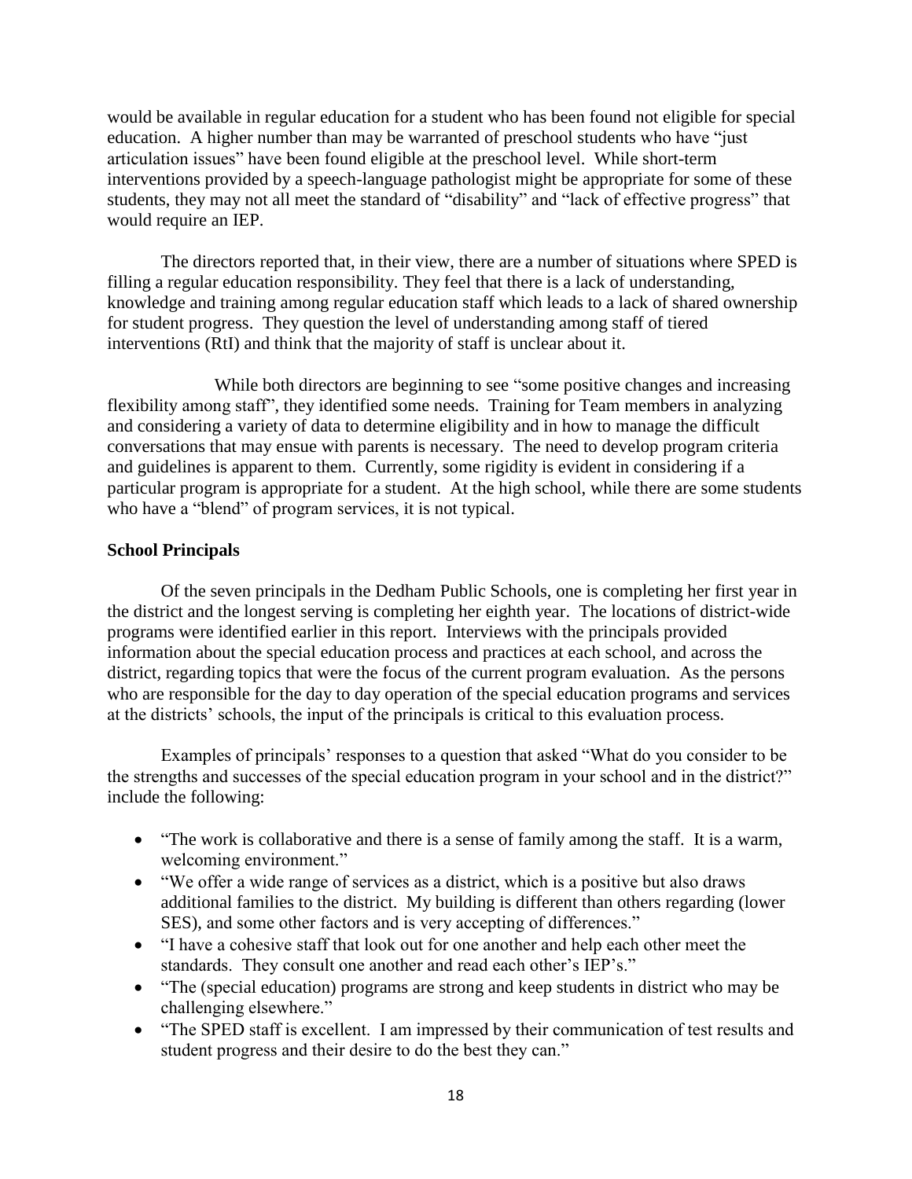would be available in regular education for a student who has been found not eligible for special education. A higher number than may be warranted of preschool students who have "just articulation issues" have been found eligible at the preschool level. While short-term interventions provided by a speech-language pathologist might be appropriate for some of these students, they may not all meet the standard of "disability" and "lack of effective progress" that would require an IEP.

The directors reported that, in their view, there are a number of situations where SPED is filling a regular education responsibility. They feel that there is a lack of understanding, knowledge and training among regular education staff which leads to a lack of shared ownership for student progress. They question the level of understanding among staff of tiered interventions (RtI) and think that the majority of staff is unclear about it.

While both directors are beginning to see "some positive changes and increasing flexibility among staff", they identified some needs. Training for Team members in analyzing and considering a variety of data to determine eligibility and in how to manage the difficult conversations that may ensue with parents is necessary. The need to develop program criteria and guidelines is apparent to them. Currently, some rigidity is evident in considering if a particular program is appropriate for a student. At the high school, while there are some students who have a "blend" of program services, it is not typical.

**School Principals**

Of the seven principals in the Dedham Public Schools, one is completing her first year in the district and the longest serving is completing her eighth year. The locations of district-wide programs were identified earlier in this report. Interviews with the principals provided information about the special education process and practices at each school, and across the district, regarding topics that were the focus of the current program evaluation. As the persons who are responsible for the day to day operation of the special education programs and services at the districts' schools, the input of the principals is critical to this evaluation process.

Examples of principals' responses to a question that asked "What do you consider to be the strengths and successes of the special education program in your school and in the district?" include the following:

- "The work is collaborative and there is a sense of family among the staff. It is a warm, welcoming environment."
- "We offer a wide range of services as a district, which is a positive but also draws additional families to the district. My building is different than others regarding (lower SES), and some other factors and is very accepting of differences."
- "I have a cohesive staff that look out for one another and help each other meet the standards. They consult one another and read each other's IEP's."
- "The (special education) programs are strong and keep students in district who may be challenging elsewhere."
- "The SPED staff is excellent. I am impressed by their communication of test results and student progress and their desire to do the best they can."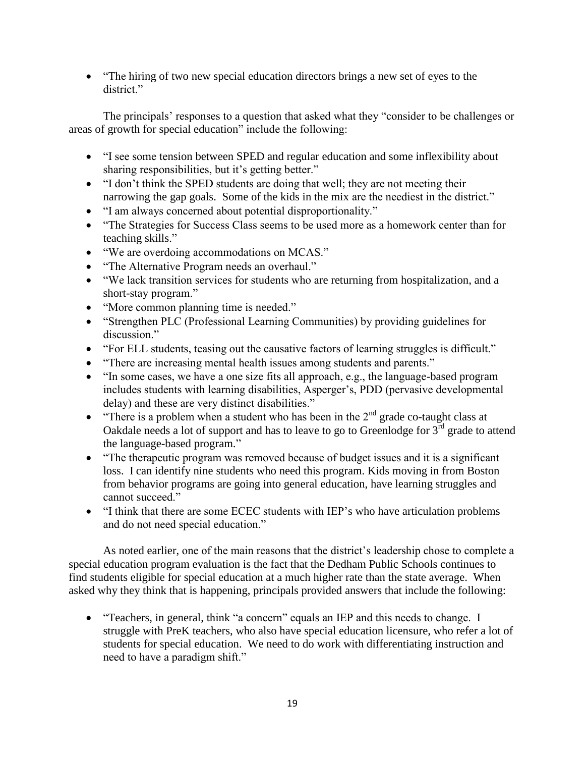- "The hiring of two new special education directors brings a new set of eyes to the district."

The principals' responses to a question that asked what they "consider to be challenges or areas of growth for special education" include the following:

- "I see some tension between SPED and regular education and some inflexibility about sharing responsibilities, but it's getting better."
- "I don't think the SPED students are doing that well; they are not meeting their narrowing the gap goals. Some of the kids in the mix are the neediest in the district."
- "I am always concerned about potential disproportionality."
- "The Strategies for Success Class seems to be used more as a homework center than for teaching skills."
- "We are overdoing accommodations on MCAS."
- "The Alternative Program needs an overhaul."
- "We lack transition services for students who are returning from hospitalization, and a short-stay program."
- "More common planning time is needed."
- "Strengthen PLC (Professional Learning Communities) by providing guidelines for discussion."
- "For ELL students, teasing out the causative factors of learning struggles is difficult."
- "There are increasing mental health issues among students and parents."
- "In some cases, we have a one size fits all approach, e.g., the language-based program includes students with learning disabilities, Asperger's, PDD (pervasive developmental delay) and these are very distinct disabilities."
- "There is a problem when a student who has been in the 2nd grade co-taught class at Oakdale needs a lot of support and has to leave to go to Greenlodge for 3rd grade to attend the language-based program."
- "The therapeutic program was removed because of budget issues and it is a significant loss. I can identify nine students who need this program. Kids moving in from Boston from behavior programs are going into general education, have learning struggles and cannot succeed."
- "I think that there are some ECEC students with IEP's who have articulation problems and do not need special education."

As noted earlier, one of the main reasons that the district's leadership chose to complete a special education program evaluation is the fact that the Dedham Public Schools continues to find students eligible for special education at a much higher rate than the state average. When asked why they think that is happening, principals provided answers that include the following:

- "Teachers, in general, think "a concern" equals an IEP and this needs to change. I struggle with PreK teachers, who also have special education licensure, who refer a lot of students for special education. We need to do work with differentiating instruction and need to have a paradigm shift."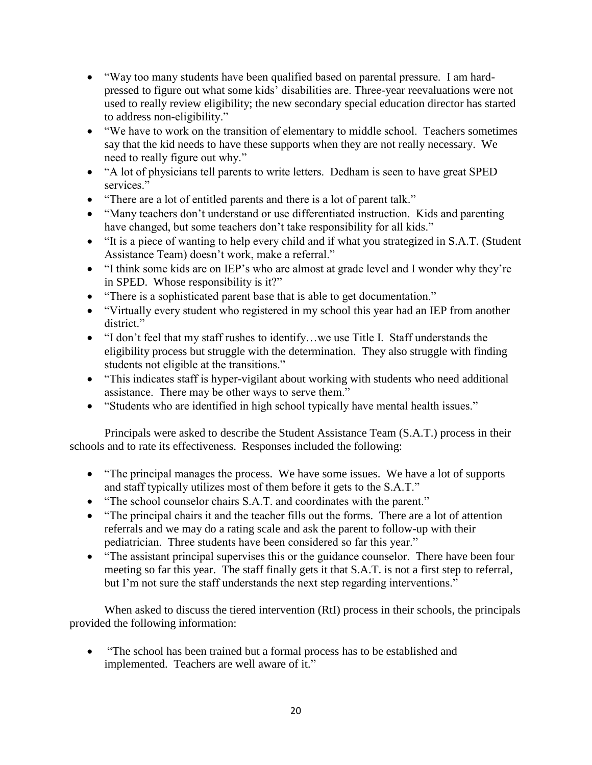- "Way too many students have been qualified based on parental pressure. I am hard-pressed to figure out what some kids' disabilities are. Three-year reevaluations were not used to really review eligibility; the new secondary special education director has started to address non-eligibility."
- "We have to work on the transition of elementary to middle school. Teachers sometimes say that the kid needs to have these supports when they are not really necessary. We need to really figure out why."
- "A lot of physicians tell parents to write letters. Dedham is seen to have great SPED services."
- "There are a lot of entitled parents and there is a lot of parent talk."
- "Many teachers don't understand or use differentiated instruction. Kids and parenting have changed, but some teachers don't take responsibility for all kids."
- "It is a piece of wanting to help every child and if what you strategized in S.A.T. (Student Assistance Team) doesn't work, make a referral."
- "I think some kids are on IEP's who are almost at grade level and I wonder why they're in SPED. Whose responsibility is it?"
- "There is a sophisticated parent base that is able to get documentation."
- "Virtually every student who registered in my school this year had an IEP from another district."
- "I don't feel that my staff rushes to identify…we use Title I. Staff understands the eligibility process but struggle with the determination. They also struggle with finding students not eligible at the transitions."
- "This indicates staff is hyper-vigilant about working with students who need additional assistance. There may be other ways to serve them."
- "Students who are identified in high school typically have mental health issues."

Principals were asked to describe the Student Assistance Team (S.A.T.) process in their schools and to rate its effectiveness. Responses included the following:

- "The principal manages the process. We have some issues. We have a lot of supports and staff typically utilizes most of them before it gets to the S.A.T."
- "The school counselor chairs S.A.T. and coordinates with the parent."
- "The principal chairs it and the teacher fills out the forms. There are a lot of attention referrals and we may do a rating scale and ask the parent to follow-up with their pediatrician. Three students have been considered so far this year."
- "The assistant principal supervises this or the guidance counselor. There have been four meeting so far this year. The staff finally gets it that S.A.T. is not a first step to referral, but I'm not sure the staff understands the next step regarding interventions."

When asked to discuss the tiered intervention (RtI) process in their schools, the principals provided the following information:

- "The school has been trained but a formal process has to be established and implemented. Teachers are well aware of it."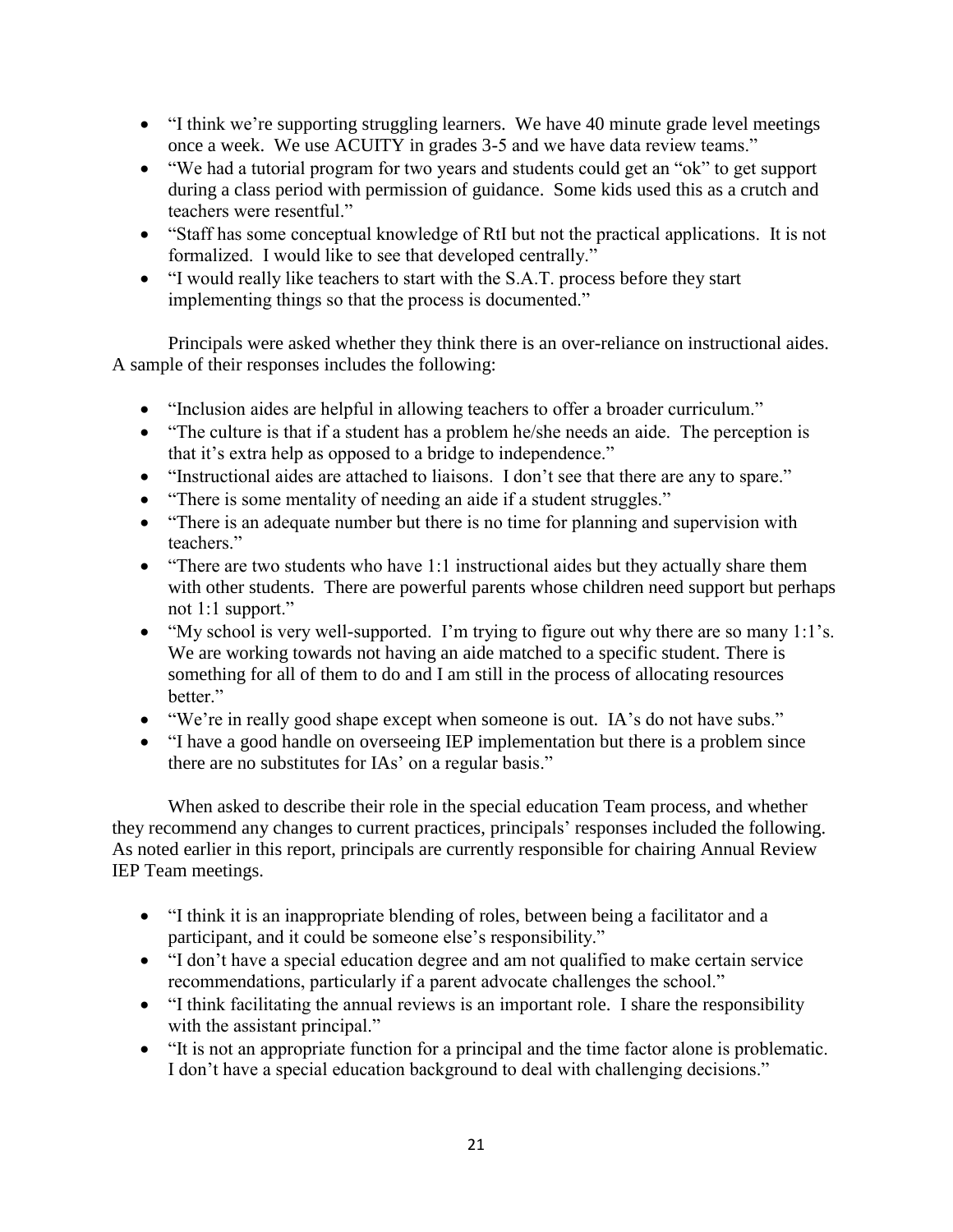- "I think we're supporting struggling learners. We have 40 minute grade level meetings once a week. We use ACUITY in grades 3-5 and we have data review teams."
- "We had a tutorial program for two years and students could get an "ok" to get support during a class period with permission of guidance. Some kids used this as a crutch and teachers were resentful."
- "Staff has some conceptual knowledge of RtI but not the practical applications. It is not formalized. I would like to see that developed centrally."
- "I would really like teachers to start with the S.A.T. process before they start implementing things so that the process is documented."

Principals were asked whether they think there is an over-reliance on instructional aides. A sample of their responses includes the following:

- "Inclusion aides are helpful in allowing teachers to offer a broader curriculum."
- "The culture is that if a student has a problem he/she needs an aide. The perception is that it's extra help as opposed to a bridge to independence."
- "Instructional aides are attached to liaisons. I don't see that there are any to spare."
- "There is some mentality of needing an aide if a student struggles."
- "There is an adequate number but there is no time for planning and supervision with teachers."
- "There are two students who have 1:1 instructional aides but they actually share them with other students. There are powerful parents whose children need support but perhaps not 1:1 support."
- "My school is very well-supported. I'm trying to figure out why there are so many 1:1's. We are working towards not having an aide matched to a specific student. There is something for all of them to do and I am still in the process of allocating resources better."
- "We're in really good shape except when someone is out. IA's do not have subs."
- "I have a good handle on overseeing IEP implementation but there is a problem since there are no substitutes for IAs' on a regular basis."

When asked to describe their role in the special education Team process, and whether they recommend any changes to current practices, principals' responses included the following. As noted earlier in this report, principals are currently responsible for chairing Annual Review IEP Team meetings.

- "I think it is an inappropriate blending of roles, between being a facilitator and a participant, and it could be someone else's responsibility."
- "I don't have a special education degree and am not qualified to make certain service recommendations, particularly if a parent advocate challenges the school."
- "I think facilitating the annual reviews is an important role. I share the responsibility with the assistant principal."
- "It is not an appropriate function for a principal and the time factor alone is problematic. I don't have a special education background to deal with challenging decisions."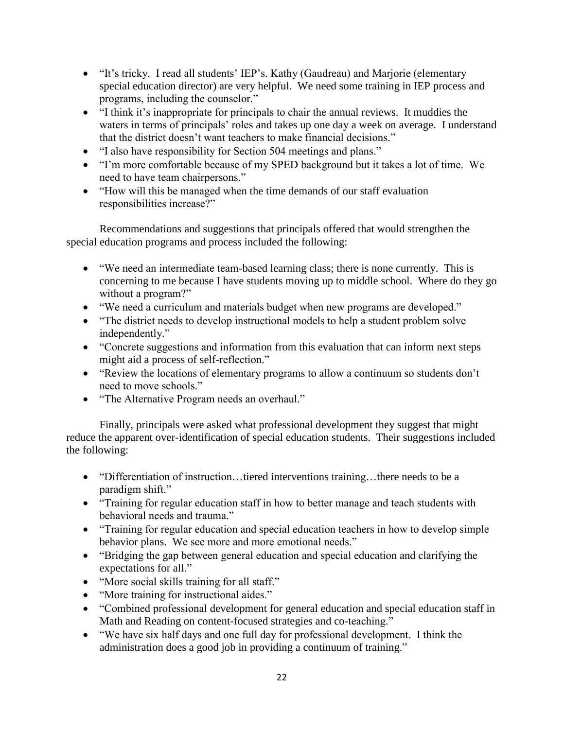- "It's tricky. I read all students' IEP's. Kathy (Gaudreau) and Marjorie (elementary special education director) are very helpful. We need some training in IEP process and programs, including the counselor."
- "I think it's inappropriate for principals to chair the annual reviews. It muddies the waters in terms of principals' roles and takes up one day a week on average. I understand that the district doesn't want teachers to make financial decisions."
- "I also have responsibility for Section 504 meetings and plans."
- "I'm more comfortable because of my SPED background but it takes a lot of time. We need to have team chairpersons."
- "How will this be managed when the time demands of our staff evaluation responsibilities increase?"

Recommendations and suggestions that principals offered that would strengthen the special education programs and process included the following:

- "We need an intermediate team-based learning class; there is none currently. This is concerning to me because I have students moving up to middle school. Where do they go without a program?"
- "We need a curriculum and materials budget when new programs are developed."
- "The district needs to develop instructional models to help a student problem solve independently."
- "Concrete suggestions and information from this evaluation that can inform next steps might aid a process of self-reflection."
- "Review the locations of elementary programs to allow a continuum so students don't need to move schools."
- "The Alternative Program needs an overhaul."

Finally, principals were asked what professional development they suggest that might reduce the apparent over-identification of special education students. Their suggestions included the following:

- "Differentiation of instruction…tiered interventions training…there needs to be a paradigm shift."
- "Training for regular education staff in how to better manage and teach students with behavioral needs and trauma."
- "Training for regular education and special education teachers in how to develop simple behavior plans. We see more and more emotional needs."
- "Bridging the gap between general education and special education and clarifying the expectations for all."
- "More social skills training for all staff."
- "More training for instructional aides."
- "Combined professional development for general education and special education staff in Math and Reading on content-focused strategies and co-teaching."
- "We have six half days and one full day for professional development. I think the administration does a good job in providing a continuum of training."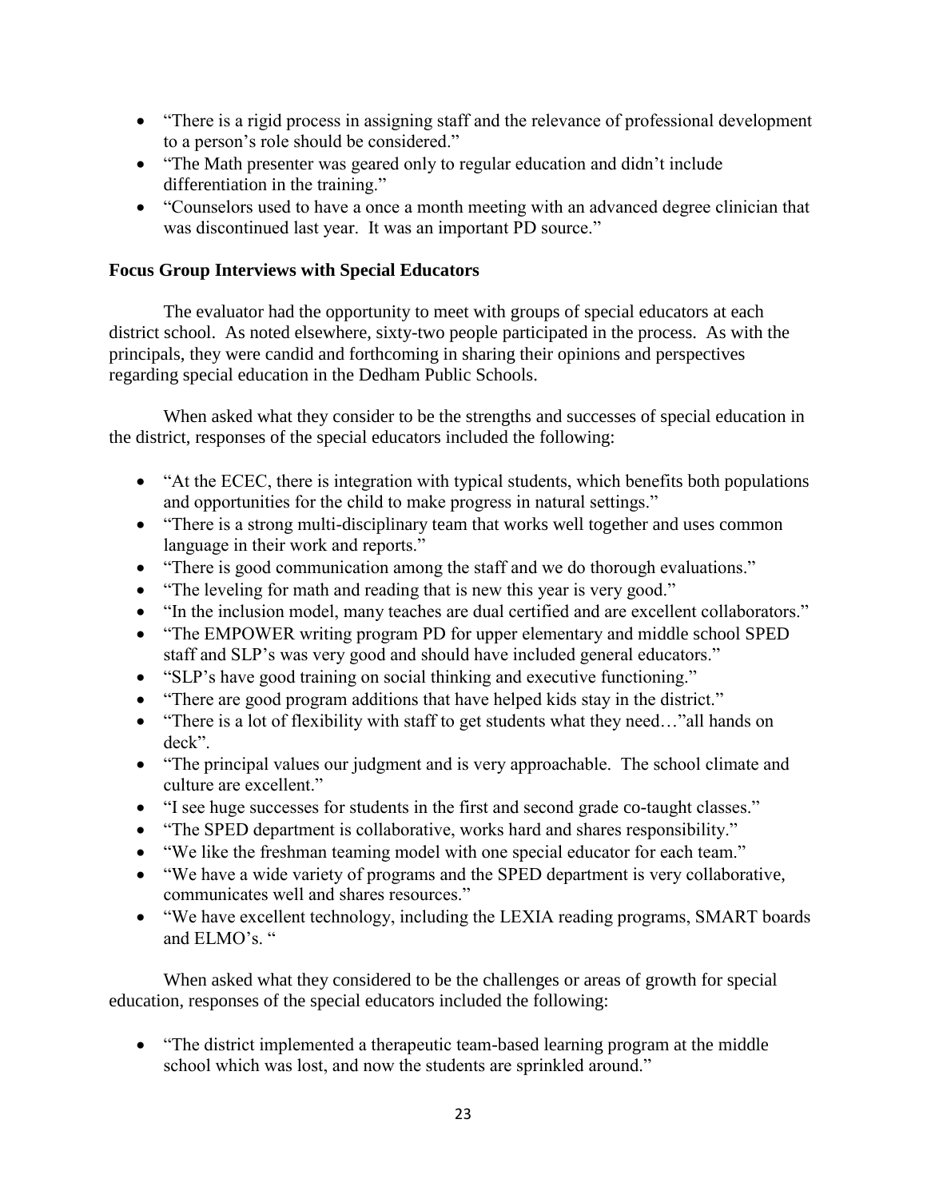- "There is a rigid process in assigning staff and the relevance of professional development to a person's role should be considered."
- "The Math presenter was geared only to regular education and didn't include differentiation in the training."
- "Counselors used to have a once a month meeting with an advanced degree clinician that was discontinued last year. It was an important PD source."

**Focus Group Interviews with Special Educators**

The evaluator had the opportunity to meet with groups of special educators at each district school. As noted elsewhere, sixty-two people participated in the process. As with the principals, they were candid and forthcoming in sharing their opinions and perspectives regarding special education in the Dedham Public Schools.

When asked what they consider to be the strengths and successes of special education in the district, responses of the special educators included the following:

- "At the ECEC, there is integration with typical students, which benefits both populations and opportunities for the child to make progress in natural settings."
- "There is a strong multi-disciplinary team that works well together and uses common language in their work and reports."
- "There is good communication among the staff and we do thorough evaluations."
- "The leveling for math and reading that is new this year is very good."
- "In the inclusion model, many teaches are dual certified and are excellent collaborators."
- "The EMPOWER writing program PD for upper elementary and middle school SPED staff and SLP's was very good and should have included general educators."
- "SLP's have good training on social thinking and executive functioning."
- "There are good program additions that have helped kids stay in the district."
- "There is a lot of flexibility with staff to get students what they need…"all hands on deck".
- "The principal values our judgment and is very approachable. The school climate and culture are excellent."
- "I see huge successes for students in the first and second grade co-taught classes."
- "The SPED department is collaborative, works hard and shares responsibility."
- "We like the freshman teaming model with one special educator for each team."
- "We have a wide variety of programs and the SPED department is very collaborative, communicates well and shares resources."
- "We have excellent technology, including the LEXIA reading programs, SMART boards and ELMO's. "

When asked what they considered to be the challenges or areas of growth for special education, responses of the special educators included the following:

- "The district implemented a therapeutic team-based learning program at the middle school which was lost, and now the students are sprinkled around."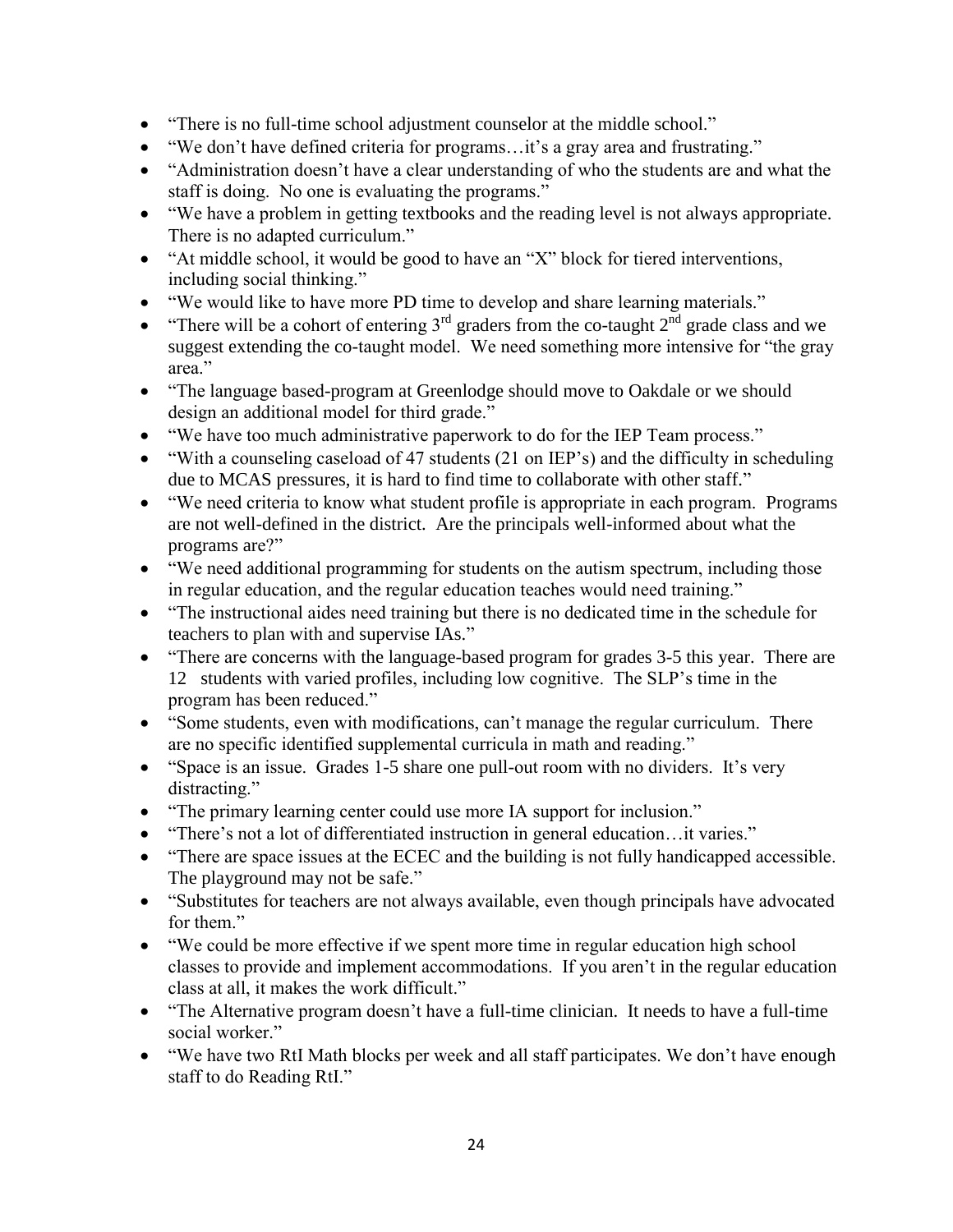- "There is no full-time school adjustment counselor at the middle school."
- "We don't have defined criteria for programs…it's a gray area and frustrating."
- "Administration doesn't have a clear understanding of who the students are and what the staff is doing. No one is evaluating the programs."
- "We have a problem in getting textbooks and the reading level is not always appropriate. There is no adapted curriculum."
- "At middle school, it would be good to have an "X" block for tiered interventions, including social thinking."
- "We would like to have more PD time to develop and share learning materials."
- "There will be a cohort of entering 3rd graders from the co-taught 2nd grade class and we suggest extending the co-taught model. We need something more intensive for "the gray area."
- "The language based-program at Greenlodge should move to Oakdale or we should design an additional model for third grade."
- "We have too much administrative paperwork to do for the IEP Team process."
- "With a counseling caseload of 47 students (21 on IEP's) and the difficulty in scheduling due to MCAS pressures, it is hard to find time to collaborate with other staff."
- "We need criteria to know what student profile is appropriate in each program. Programs are not well-defined in the district. Are the principals well-informed about what the programs are?"
- "We need additional programming for students on the autism spectrum, including those in regular education, and the regular education teaches would need training."
- "The instructional aides need training but there is no dedicated time in the schedule for teachers to plan with and supervise IAs."
- "There are concerns with the language-based program for grades 3-5 this year. There are 12 students with varied profiles, including low cognitive. The SLP's time in the program has been reduced."
- "Some students, even with modifications, can't manage the regular curriculum. There are no specific identified supplemental curricula in math and reading."
- "Space is an issue. Grades 1-5 share one pull-out room with no dividers. It's very distracting."
- "The primary learning center could use more IA support for inclusion."
- "There's not a lot of differentiated instruction in general education…it varies."
- "There are space issues at the ECEC and the building is not fully handicapped accessible. The playground may not be safe."
- "Substitutes for teachers are not always available, even though principals have advocated for them."
- "We could be more effective if we spent more time in regular education high school classes to provide and implement accommodations. If you aren't in the regular education class at all, it makes the work difficult."
- "The Alternative program doesn't have a full-time clinician. It needs to have a full-time social worker."
- "We have two RtI Math blocks per week and all staff participates. We don't have enough staff to do Reading RtI."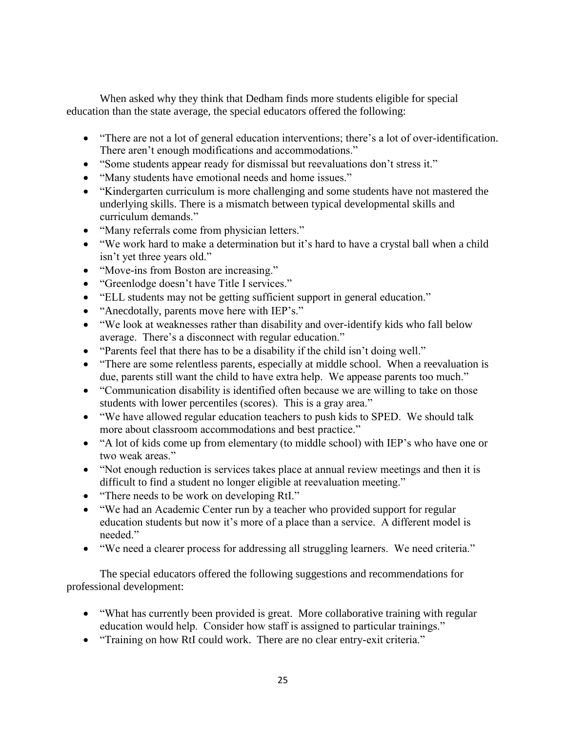When asked why they think that Dedham finds more students eligible for special education than the state average, the special educators offered the following:

- "There are not a lot of general education interventions; there's a lot of over-identification. There aren't enough modifications and accommodations."
- "Some students appear ready for dismissal but reevaluations don't stress it."
- "Many students have emotional needs and home issues."
- "Kindergarten curriculum is more challenging and some students have not mastered the underlying skills. There is a mismatch between typical developmental skills and curriculum demands."
- "Many referrals come from physician letters."
- "We work hard to make a determination but it's hard to have a crystal ball when a child isn't yet three years old."
- "Move-ins from Boston are increasing."
- "Greenlodge doesn't have Title I services."
- "ELL students may not be getting sufficient support in general education."
- "Anecdotally, parents move here with IEP's."
- "We look at weaknesses rather than disability and over-identify kids who fall below average. There's a disconnect with regular education."
- "Parents feel that there has to be a disability if the child isn't doing well."
- "There are some relentless parents, especially at middle school. When a reevaluation is due, parents still want the child to have extra help. We appease parents too much."
- "Communication disability is identified often because we are willing to take on those students with lower percentiles (scores). This is a gray area."
- "We have allowed regular education teachers to push kids to SPED. We should talk more about classroom accommodations and best practice."
- "A lot of kids come up from elementary (to middle school) with IEP's who have one or two weak areas."
- "Not enough reduction is services takes place at annual review meetings and then it is difficult to find a student no longer eligible at reevaluation meeting."
- "There needs to be work on developing RtI."
- "We had an Academic Center run by a teacher who provided support for regular education students but now it's more of a place than a service. A different model is needed."
- "We need a clearer process for addressing all struggling learners. We need criteria."

The special educators offered the following suggestions and recommendations for professional development:

- "What has currently been provided is great. More collaborative training with regular education would help. Consider how staff is assigned to particular trainings."
- "Training on how RtI could work. There are no clear entry-exit criteria."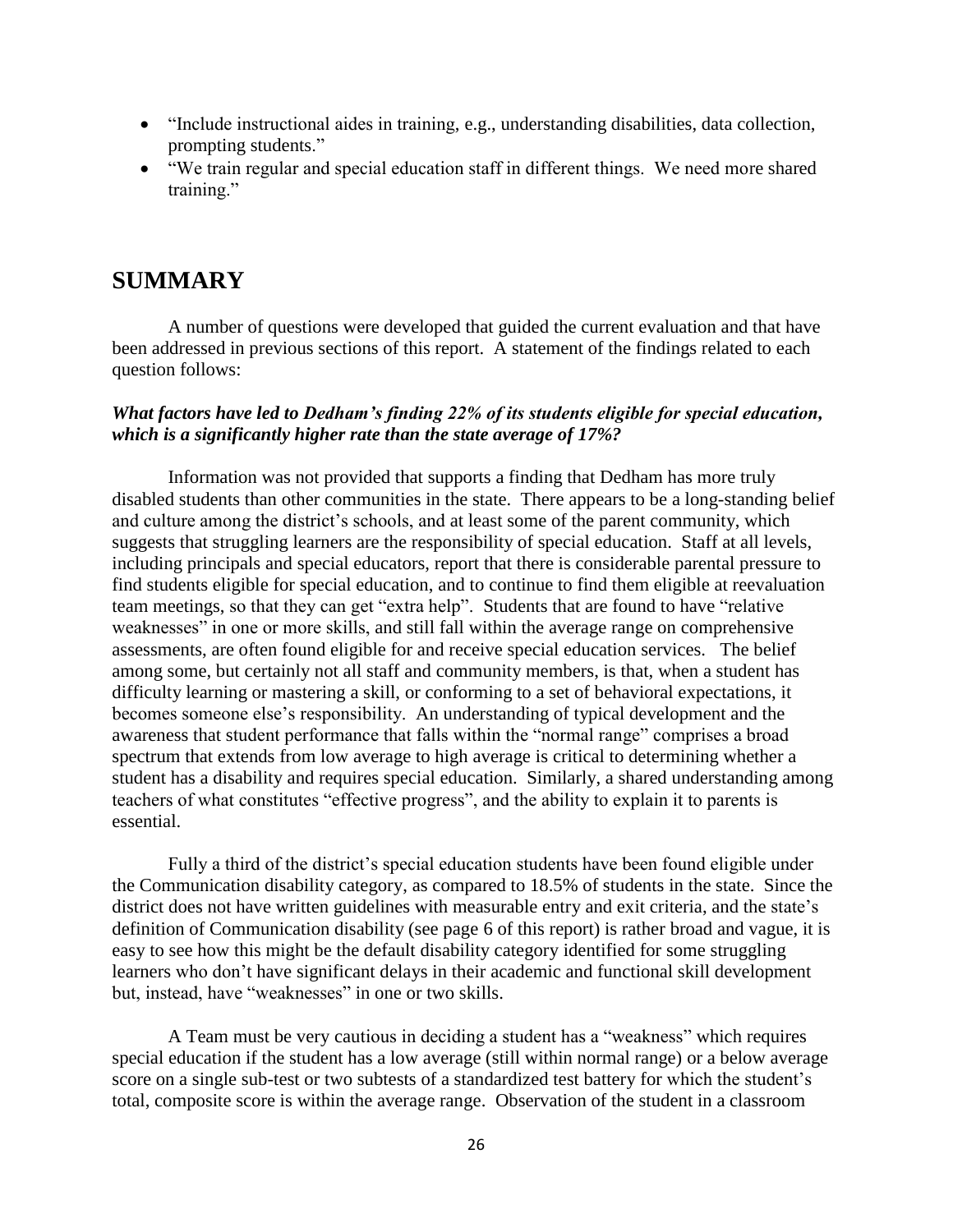- "Include instructional aides in training, e.g., understanding disabilities, data collection, prompting students."
- "We train regular and special education staff in different things. We need more shared training."

## SUMMARY

A number of questions were developed that guided the current evaluation and that have been addressed in previous sections of this report. A statement of the findings related to each question follows:

***What factors have led to Dedham's finding 22% of its students eligible for special education, which is a significantly higher rate than the state average of 17%?***

Information was not provided that supports a finding that Dedham has more truly disabled students than other communities in the state. There appears to be a long-standing belief and culture among the district's schools, and at least some of the parent community, which suggests that struggling learners are the responsibility of special education. Staff at all levels, including principals and special educators, report that there is considerable parental pressure to find students eligible for special education, and to continue to find them eligible at reevaluation team meetings, so that they can get "extra help". Students that are found to have "relative weaknesses" in one or more skills, and still fall within the average range on comprehensive assessments, are often found eligible for and receive special education services. The belief among some, but certainly not all staff and community members, is that, when a student has difficulty learning or mastering a skill, or conforming to a set of behavioral expectations, it becomes someone else's responsibility. An understanding of typical development and the awareness that student performance that falls within the "normal range" comprises a broad spectrum that extends from low average to high average is critical to determining whether a student has a disability and requires special education. Similarly, a shared understanding among teachers of what constitutes "effective progress", and the ability to explain it to parents is essential.

Fully a third of the district's special education students have been found eligible under the Communication disability category, as compared to 18.5% of students in the state. Since the district does not have written guidelines with measurable entry and exit criteria, and the state's definition of Communication disability (see page 6 of this report) is rather broad and vague, it is easy to see how this might be the default disability category identified for some struggling learners who don't have significant delays in their academic and functional skill development but, instead, have "weaknesses" in one or two skills.

A Team must be very cautious in deciding a student has a "weakness" which requires special education if the student has a low average (still within normal range) or a below average score on a single sub-test or two subtests of a standardized test battery for which the student's total, composite score is within the average range. Observation of the student in a classroom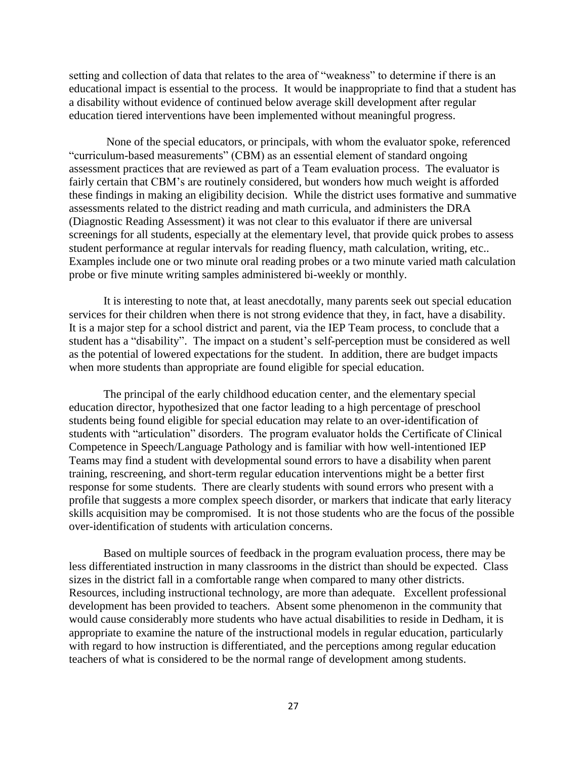setting and collection of data that relates to the area of "weakness" to determine if there is an educational impact is essential to the process. It would be inappropriate to find that a student has a disability without evidence of continued below average skill development after regular education tiered interventions have been implemented without meaningful progress.

None of the special educators, or principals, with whom the evaluator spoke, referenced "curriculum-based measurements" (CBM) as an essential element of standard ongoing assessment practices that are reviewed as part of a Team evaluation process. The evaluator is fairly certain that CBM's are routinely considered, but wonders how much weight is afforded these findings in making an eligibility decision. While the district uses formative and summative assessments related to the district reading and math curricula, and administers the DRA (Diagnostic Reading Assessment) it was not clear to this evaluator if there are universal screenings for all students, especially at the elementary level, that provide quick probes to assess student performance at regular intervals for reading fluency, math calculation, writing, etc.. Examples include one or two minute oral reading probes or a two minute varied math calculation probe or five minute writing samples administered bi-weekly or monthly.

It is interesting to note that, at least anecdotally, many parents seek out special education services for their children when there is not strong evidence that they, in fact, have a disability. It is a major step for a school district and parent, via the IEP Team process, to conclude that a student has a "disability". The impact on a student's self-perception must be considered as well as the potential of lowered expectations for the student. In addition, there are budget impacts when more students than appropriate are found eligible for special education.

The principal of the early childhood education center, and the elementary special education director, hypothesized that one factor leading to a high percentage of preschool students being found eligible for special education may relate to an over-identification of students with "articulation" disorders. The program evaluator holds the Certificate of Clinical Competence in Speech/Language Pathology and is familiar with how well-intentioned IEP Teams may find a student with developmental sound errors to have a disability when parent training, rescreening, and short-term regular education interventions might be a better first response for some students. There are clearly students with sound errors who present with a profile that suggests a more complex speech disorder, or markers that indicate that early literacy skills acquisition may be compromised. It is not those students who are the focus of the possible over-identification of students with articulation concerns.

Based on multiple sources of feedback in the program evaluation process, there may be less differentiated instruction in many classrooms in the district than should be expected. Class sizes in the district fall in a comfortable range when compared to many other districts. Resources, including instructional technology, are more than adequate. Excellent professional development has been provided to teachers. Absent some phenomenon in the community that would cause considerably more students who have actual disabilities to reside in Dedham, it is appropriate to examine the nature of the instructional models in regular education, particularly with regard to how instruction is differentiated, and the perceptions among regular education teachers of what is considered to be the normal range of development among students.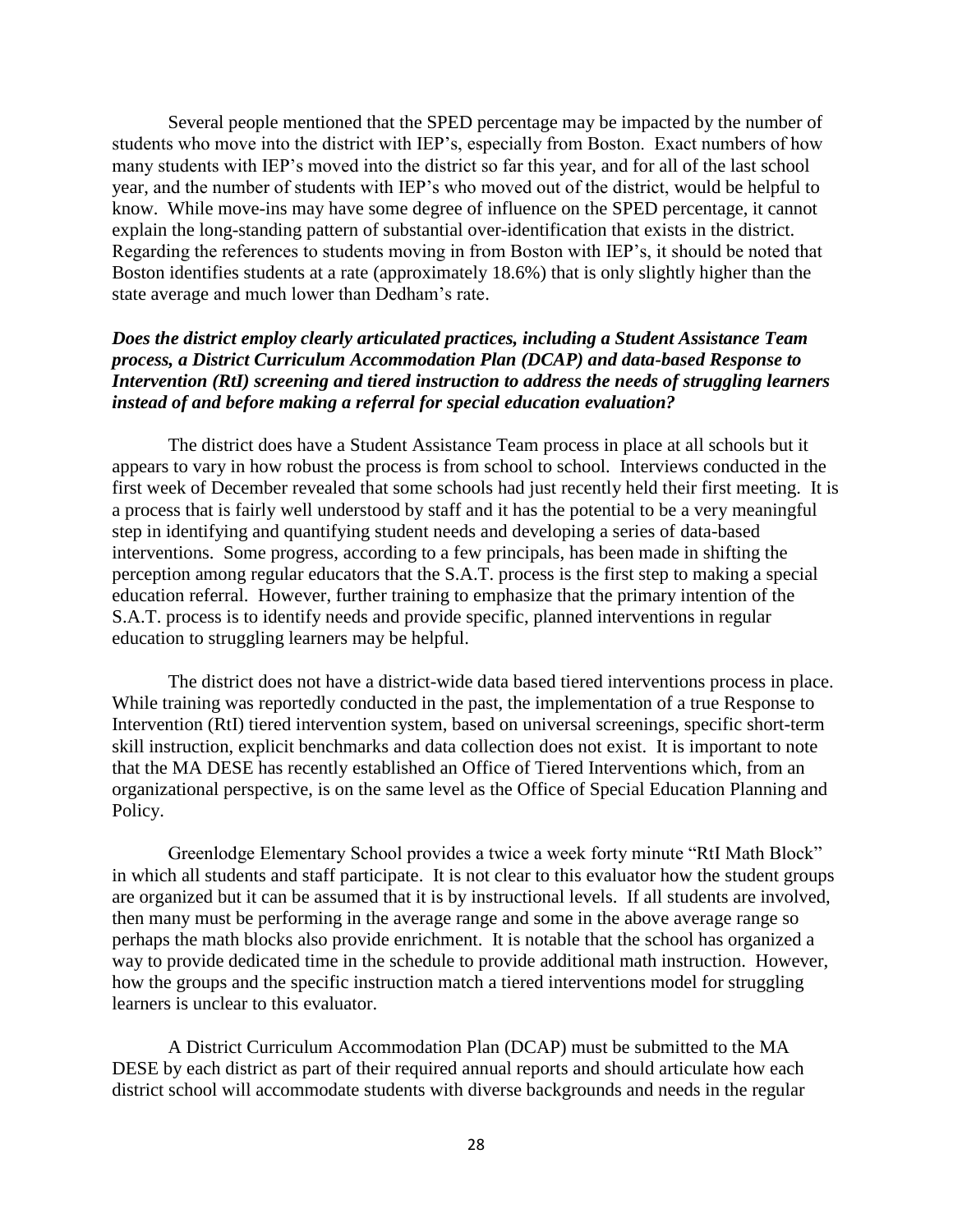Several people mentioned that the SPED percentage may be impacted by the number of students who move into the district with IEP's, especially from Boston. Exact numbers of how many students with IEP's moved into the district so far this year, and for all of the last school year, and the number of students with IEP's who moved out of the district, would be helpful to know. While move-ins may have some degree of influence on the SPED percentage, it cannot explain the long-standing pattern of substantial over-identification that exists in the district. Regarding the references to students moving in from Boston with IEP's, it should be noted that Boston identifies students at a rate (approximately 18.6%) that is only slightly higher than the state average and much lower than Dedham's rate.

***Does the district employ clearly articulated practices, including a Student Assistance Team process, a District Curriculum Accommodation Plan (DCAP) and data-based Response to Intervention (RtI) screening and tiered instruction to address the needs of struggling learners instead of and before making a referral for special education evaluation?***

The district does have a Student Assistance Team process in place at all schools but it appears to vary in how robust the process is from school to school. Interviews conducted in the first week of December revealed that some schools had just recently held their first meeting. It is a process that is fairly well understood by staff and it has the potential to be a very meaningful step in identifying and quantifying student needs and developing a series of data-based interventions. Some progress, according to a few principals, has been made in shifting the perception among regular educators that the S.A.T. process is the first step to making a special education referral. However, further training to emphasize that the primary intention of the S.A.T. process is to identify needs and provide specific, planned interventions in regular education to struggling learners may be helpful.

The district does not have a district-wide data based tiered interventions process in place. While training was reportedly conducted in the past, the implementation of a true Response to Intervention (RtI) tiered intervention system, based on universal screenings, specific short-term skill instruction, explicit benchmarks and data collection does not exist. It is important to note that the MA DESE has recently established an Office of Tiered Interventions which, from an organizational perspective, is on the same level as the Office of Special Education Planning and Policy.

Greenlodge Elementary School provides a twice a week forty minute "RtI Math Block" in which all students and staff participate. It is not clear to this evaluator how the student groups are organized but it can be assumed that it is by instructional levels. If all students are involved, then many must be performing in the average range and some in the above average range so perhaps the math blocks also provide enrichment. It is notable that the school has organized a way to provide dedicated time in the schedule to provide additional math instruction. However, how the groups and the specific instruction match a tiered interventions model for struggling learners is unclear to this evaluator.

A District Curriculum Accommodation Plan (DCAP) must be submitted to the MA DESE by each district as part of their required annual reports and should articulate how each district school will accommodate students with diverse backgrounds and needs in the regular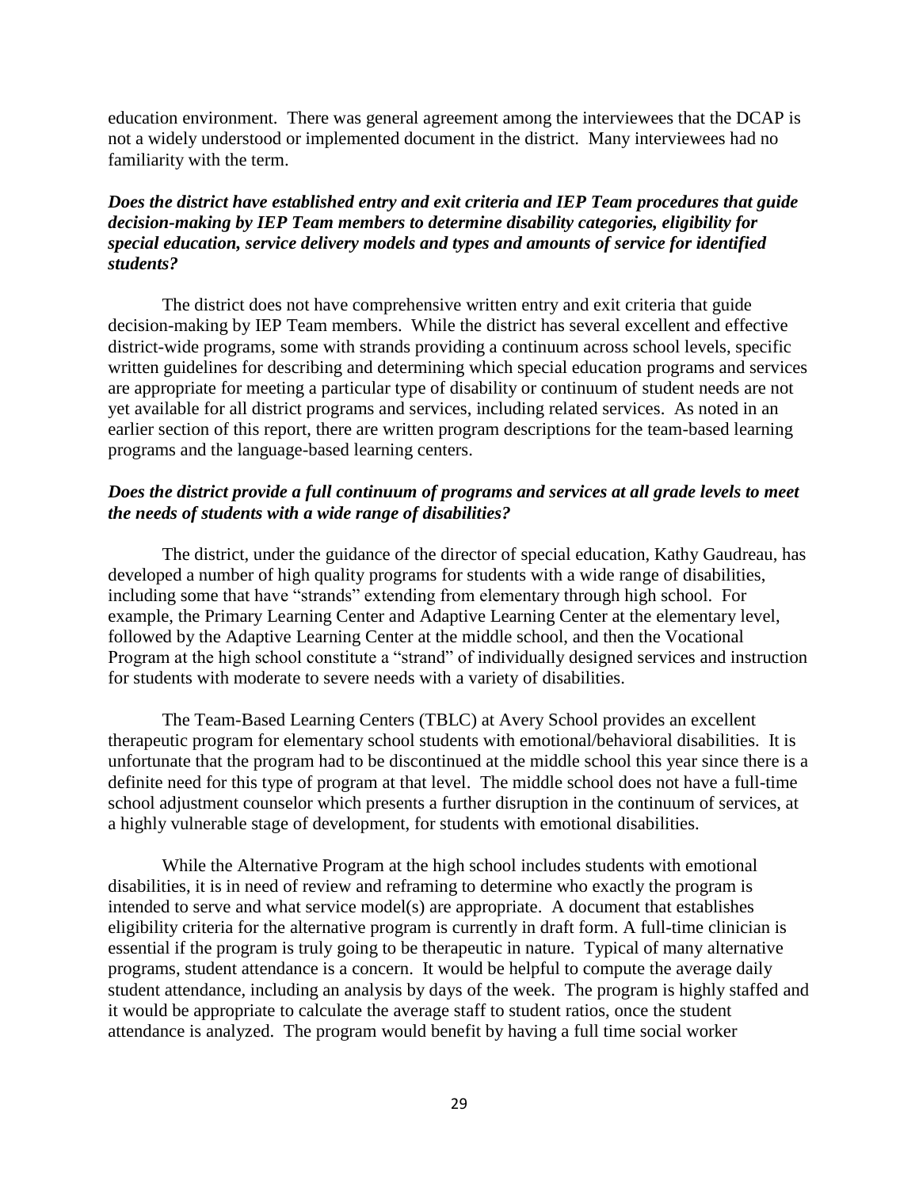education environment. There was general agreement among the interviewees that the DCAP is not a widely understood or implemented document in the district. Many interviewees had no familiarity with the term.

***Does the district have established entry and exit criteria and IEP Team procedures that guide decision-making by IEP Team members to determine disability categories, eligibility for special education, service delivery models and types and amounts of service for identified students?***

The district does not have comprehensive written entry and exit criteria that guide decision-making by IEP Team members. While the district has several excellent and effective district-wide programs, some with strands providing a continuum across school levels, specific written guidelines for describing and determining which special education programs and services are appropriate for meeting a particular type of disability or continuum of student needs are not yet available for all district programs and services, including related services. As noted in an earlier section of this report, there are written program descriptions for the team-based learning programs and the language-based learning centers.

***Does the district provide a full continuum of programs and services at all grade levels to meet the needs of students with a wide range of disabilities?***

The district, under the guidance of the director of special education, Kathy Gaudreau, has developed a number of high quality programs for students with a wide range of disabilities, including some that have "strands" extending from elementary through high school. For example, the Primary Learning Center and Adaptive Learning Center at the elementary level, followed by the Adaptive Learning Center at the middle school, and then the Vocational Program at the high school constitute a "strand" of individually designed services and instruction for students with moderate to severe needs with a variety of disabilities.

The Team-Based Learning Centers (TBLC) at Avery School provides an excellent therapeutic program for elementary school students with emotional/behavioral disabilities. It is unfortunate that the program had to be discontinued at the middle school this year since there is a definite need for this type of program at that level. The middle school does not have a full-time school adjustment counselor which presents a further disruption in the continuum of services, at a highly vulnerable stage of development, for students with emotional disabilities.

While the Alternative Program at the high school includes students with emotional disabilities, it is in need of review and reframing to determine who exactly the program is intended to serve and what service model(s) are appropriate. A document that establishes eligibility criteria for the alternative program is currently in draft form. A full-time clinician is essential if the program is truly going to be therapeutic in nature. Typical of many alternative programs, student attendance is a concern. It would be helpful to compute the average daily student attendance, including an analysis by days of the week. The program is highly staffed and it would be appropriate to calculate the average staff to student ratios, once the student attendance is analyzed. The program would benefit by having a full time social worker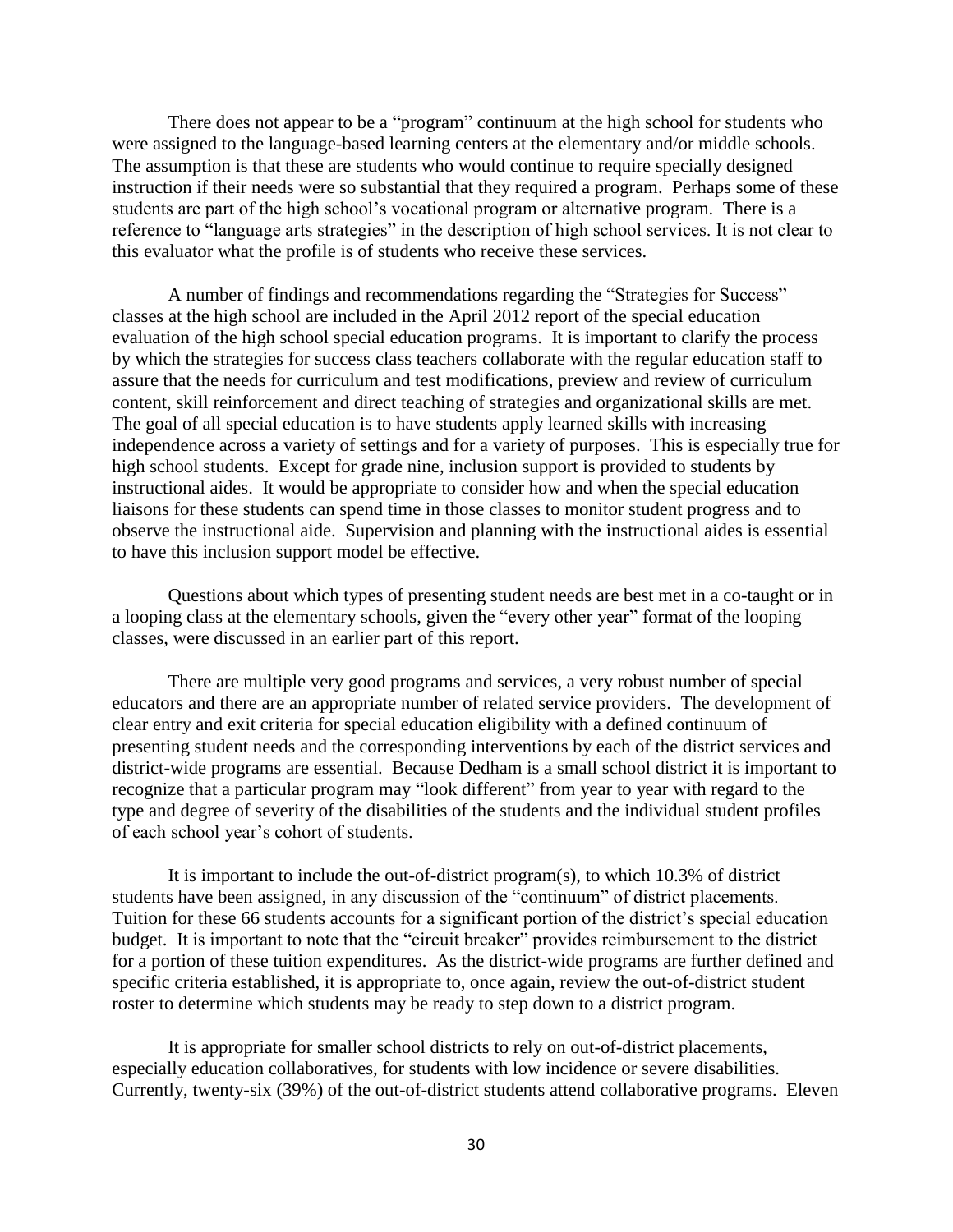There does not appear to be a "program" continuum at the high school for students who were assigned to the language-based learning centers at the elementary and/or middle schools. The assumption is that these are students who would continue to require specially designed instruction if their needs were so substantial that they required a program. Perhaps some of these students are part of the high school's vocational program or alternative program. There is a reference to "language arts strategies" in the description of high school services. It is not clear to this evaluator what the profile is of students who receive these services.

A number of findings and recommendations regarding the "Strategies for Success" classes at the high school are included in the April 2012 report of the special education evaluation of the high school special education programs. It is important to clarify the process by which the strategies for success class teachers collaborate with the regular education staff to assure that the needs for curriculum and test modifications, preview and review of curriculum content, skill reinforcement and direct teaching of strategies and organizational skills are met. The goal of all special education is to have students apply learned skills with increasing independence across a variety of settings and for a variety of purposes. This is especially true for high school students. Except for grade nine, inclusion support is provided to students by instructional aides. It would be appropriate to consider how and when the special education liaisons for these students can spend time in those classes to monitor student progress and to observe the instructional aide. Supervision and planning with the instructional aides is essential to have this inclusion support model be effective.

Questions about which types of presenting student needs are best met in a co-taught or in a looping class at the elementary schools, given the "every other year" format of the looping classes, were discussed in an earlier part of this report.

There are multiple very good programs and services, a very robust number of special educators and there are an appropriate number of related service providers. The development of clear entry and exit criteria for special education eligibility with a defined continuum of presenting student needs and the corresponding interventions by each of the district services and district-wide programs are essential. Because Dedham is a small school district it is important to recognize that a particular program may "look different" from year to year with regard to the type and degree of severity of the disabilities of the students and the individual student profiles of each school year's cohort of students.

It is important to include the out-of-district program(s), to which 10.3% of district students have been assigned, in any discussion of the "continuum" of district placements. Tuition for these 66 students accounts for a significant portion of the district's special education budget. It is important to note that the "circuit breaker" provides reimbursement to the district for a portion of these tuition expenditures. As the district-wide programs are further defined and specific criteria established, it is appropriate to, once again, review the out-of-district student roster to determine which students may be ready to step down to a district program.

It is appropriate for smaller school districts to rely on out-of-district placements, especially education collaboratives, for students with low incidence or severe disabilities. Currently, twenty-six (39%) of the out-of-district students attend collaborative programs. Eleven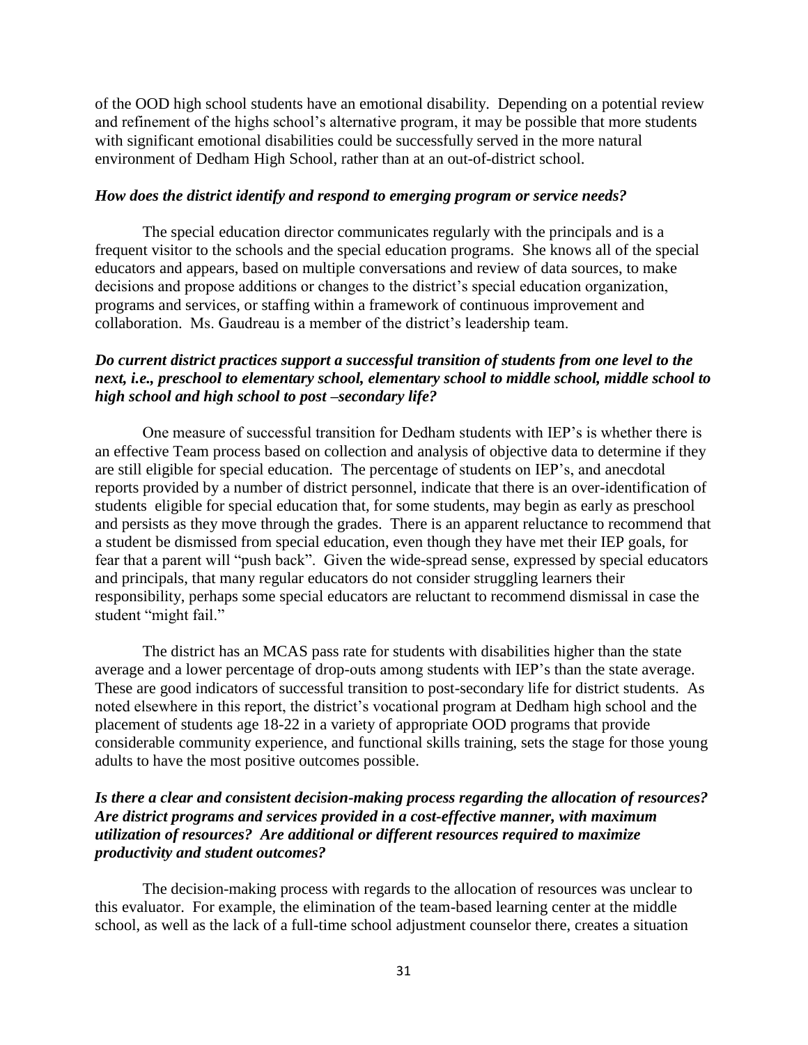of the OOD high school students have an emotional disability. Depending on a potential review and refinement of the highs school's alternative program, it may be possible that more students with significant emotional disabilities could be successfully served in the more natural environment of Dedham High School, rather than at an out-of-district school.

***How does the district identify and respond to emerging program or service needs?***

The special education director communicates regularly with the principals and is a frequent visitor to the schools and the special education programs. She knows all of the special educators and appears, based on multiple conversations and review of data sources, to make decisions and propose additions or changes to the district's special education organization, programs and services, or staffing within a framework of continuous improvement and collaboration. Ms. Gaudreau is a member of the district's leadership team.

***Do current district practices support a successful transition of students from one level to the next, i.e., preschool to elementary school, elementary school to middle school, middle school to high school and high school to post –secondary life?***

One measure of successful transition for Dedham students with IEP's is whether there is an effective Team process based on collection and analysis of objective data to determine if they are still eligible for special education. The percentage of students on IEP's, and anecdotal reports provided by a number of district personnel, indicate that there is an over-identification of students eligible for special education that, for some students, may begin as early as preschool and persists as they move through the grades. There is an apparent reluctance to recommend that a student be dismissed from special education, even though they have met their IEP goals, for fear that a parent will "push back". Given the wide-spread sense, expressed by special educators and principals, that many regular educators do not consider struggling learners their responsibility, perhaps some special educators are reluctant to recommend dismissal in case the student "might fail."

The district has an MCAS pass rate for students with disabilities higher than the state average and a lower percentage of drop-outs among students with IEP's than the state average. These are good indicators of successful transition to post-secondary life for district students. As noted elsewhere in this report, the district's vocational program at Dedham high school and the placement of students age 18-22 in a variety of appropriate OOD programs that provide considerable community experience, and functional skills training, sets the stage for those young adults to have the most positive outcomes possible.

***Is there a clear and consistent decision-making process regarding the allocation of resources? Are district programs and services provided in a cost-effective manner, with maximum utilization of resources? Are additional or different resources required to maximize productivity and student outcomes?***

The decision-making process with regards to the allocation of resources was unclear to this evaluator. For example, the elimination of the team-based learning center at the middle school, as well as the lack of a full-time school adjustment counselor there, creates a situation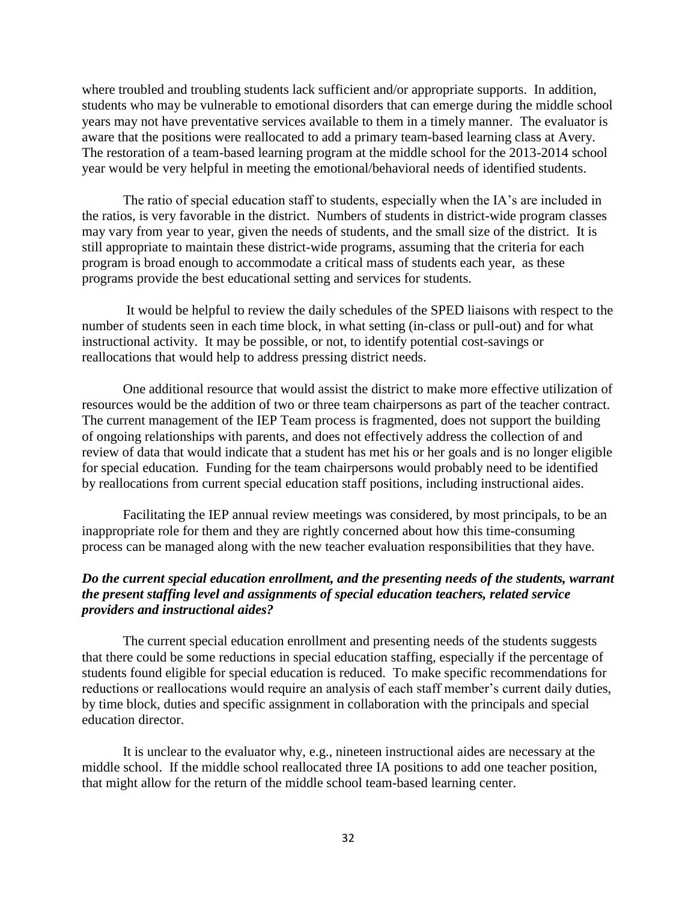where troubled and troubling students lack sufficient and/or appropriate supports. In addition, students who may be vulnerable to emotional disorders that can emerge during the middle school years may not have preventative services available to them in a timely manner. The evaluator is aware that the positions were reallocated to add a primary team-based learning class at Avery. The restoration of a team-based learning program at the middle school for the 2013-2014 school year would be very helpful in meeting the emotional/behavioral needs of identified students.

The ratio of special education staff to students, especially when the IA's are included in the ratios, is very favorable in the district. Numbers of students in district-wide program classes may vary from year to year, given the needs of students, and the small size of the district. It is still appropriate to maintain these district-wide programs, assuming that the criteria for each program is broad enough to accommodate a critical mass of students each year, as these programs provide the best educational setting and services for students.

It would be helpful to review the daily schedules of the SPED liaisons with respect to the number of students seen in each time block, in what setting (in-class or pull-out) and for what instructional activity. It may be possible, or not, to identify potential cost-savings or reallocations that would help to address pressing district needs.

One additional resource that would assist the district to make more effective utilization of resources would be the addition of two or three team chairpersons as part of the teacher contract. The current management of the IEP Team process is fragmented, does not support the building of ongoing relationships with parents, and does not effectively address the collection of and review of data that would indicate that a student has met his or her goals and is no longer eligible for special education. Funding for the team chairpersons would probably need to be identified by reallocations from current special education staff positions, including instructional aides.

Facilitating the IEP annual review meetings was considered, by most principals, to be an inappropriate role for them and they are rightly concerned about how this time-consuming process can be managed along with the new teacher evaluation responsibilities that they have.

***Do the current special education enrollment, and the presenting needs of the students, warrant the present staffing level and assignments of special education teachers, related service providers and instructional aides?***

The current special education enrollment and presenting needs of the students suggests that there could be some reductions in special education staffing, especially if the percentage of students found eligible for special education is reduced. To make specific recommendations for reductions or reallocations would require an analysis of each staff member's current daily duties, by time block, duties and specific assignment in collaboration with the principals and special education director.

It is unclear to the evaluator why, e.g., nineteen instructional aides are necessary at the middle school. If the middle school reallocated three IA positions to add one teacher position, that might allow for the return of the middle school team-based learning center.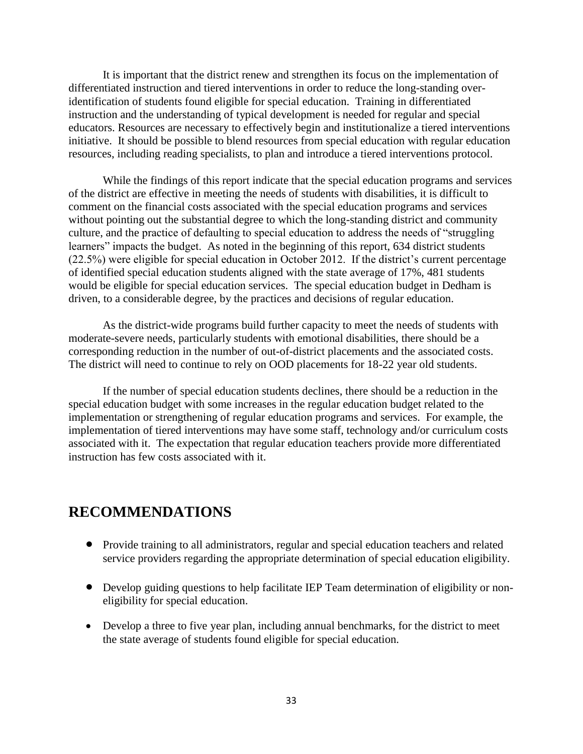It is important that the district renew and strengthen its focus on the implementation of differentiated instruction and tiered interventions in order to reduce the long-standing over-identification of students found eligible for special education. Training in differentiated instruction and the understanding of typical development is needed for regular and special educators. Resources are necessary to effectively begin and institutionalize a tiered interventions initiative. It should be possible to blend resources from special education with regular education resources, including reading specialists, to plan and introduce a tiered interventions protocol.

While the findings of this report indicate that the special education programs and services of the district are effective in meeting the needs of students with disabilities, it is difficult to comment on the financial costs associated with the special education programs and services without pointing out the substantial degree to which the long-standing district and community culture, and the practice of defaulting to special education to address the needs of "struggling learners" impacts the budget. As noted in the beginning of this report, 634 district students (22.5%) were eligible for special education in October 2012. If the district's current percentage of identified special education students aligned with the state average of 17%, 481 students would be eligible for special education services. The special education budget in Dedham is driven, to a considerable degree, by the practices and decisions of regular education.

As the district-wide programs build further capacity to meet the needs of students with moderate-severe needs, particularly students with emotional disabilities, there should be a corresponding reduction in the number of out-of-district placements and the associated costs. The district will need to continue to rely on OOD placements for 18-22 year old students.

If the number of special education students declines, there should be a reduction in the special education budget with some increases in the regular education budget related to the implementation or strengthening of regular education programs and services. For example, the implementation of tiered interventions may have some staff, technology and/or curriculum costs associated with it. The expectation that regular education teachers provide more differentiated instruction has few costs associated with it.

## RECOMMENDATIONS

- Provide training to all administrators, regular and special education teachers and related service providers regarding the appropriate determination of special education eligibility.
- Develop guiding questions to help facilitate IEP Team determination of eligibility or non-eligibility for special education.
- Develop a three to five year plan, including annual benchmarks, for the district to meet the state average of students found eligible for special education.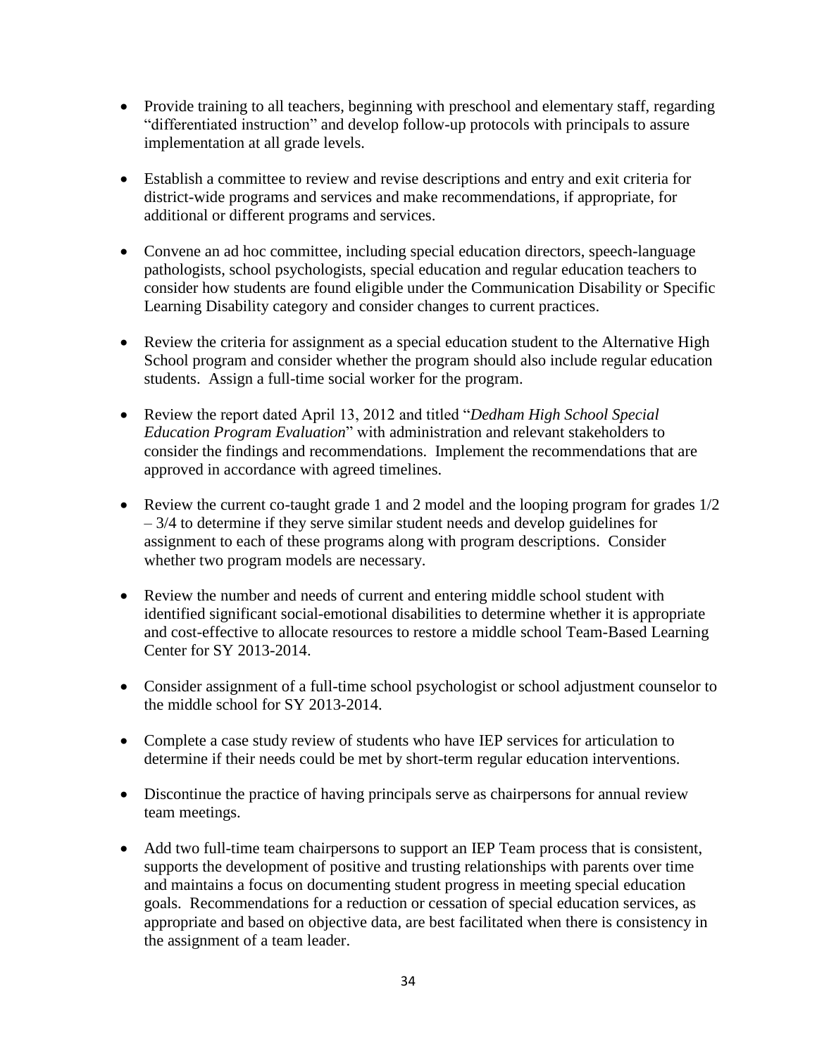- Provide training to all teachers, beginning with preschool and elementary staff, regarding "differentiated instruction" and develop follow-up protocols with principals to assure implementation at all grade levels.

- Establish a committee to review and revise descriptions and entry and exit criteria for district-wide programs and services and make recommendations, if appropriate, for additional or different programs and services.

- Convene an ad hoc committee, including special education directors, speech-language pathologists, school psychologists, special education and regular education teachers to consider how students are found eligible under the Communication Disability or Specific Learning Disability category and consider changes to current practices.

- Review the criteria for assignment as a special education student to the Alternative High School program and consider whether the program should also include regular education students. Assign a full-time social worker for the program.

- Review the report dated April 13, 2012 and titled "*Dedham High School Special Education Program Evaluation*" with administration and relevant stakeholders to consider the findings and recommendations. Implement the recommendations that are approved in accordance with agreed timelines.

- Review the current co-taught grade 1 and 2 model and the looping program for grades 1/2 – 3/4 to determine if they serve similar student needs and develop guidelines for assignment to each of these programs along with program descriptions. Consider whether two program models are necessary.

- Review the number and needs of current and entering middle school student with identified significant social-emotional disabilities to determine whether it is appropriate and cost-effective to allocate resources to restore a middle school Team-Based Learning Center for SY 2013-2014.

- Consider assignment of a full-time school psychologist or school adjustment counselor to the middle school for SY 2013-2014.

- Complete a case study review of students who have IEP services for articulation to determine if their needs could be met by short-term regular education interventions.

- Discontinue the practice of having principals serve as chairpersons for annual review team meetings.

- Add two full-time team chairpersons to support an IEP Team process that is consistent, supports the development of positive and trusting relationships with parents over time and maintains a focus on documenting student progress in meeting special education goals. Recommendations for a reduction or cessation of special education services, as appropriate and based on objective data, are best facilitated when there is consistency in the assignment of a team leader.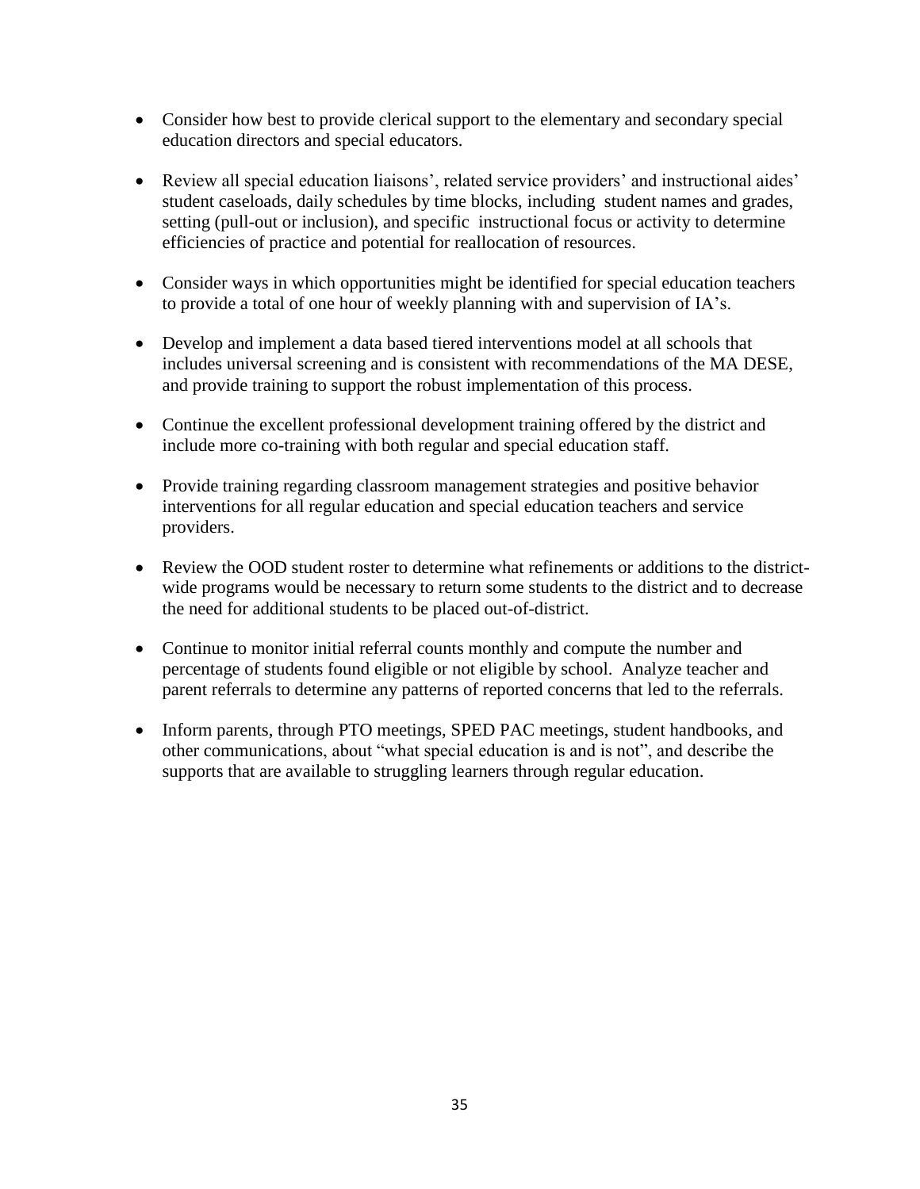- Consider how best to provide clerical support to the elementary and secondary special education directors and special educators.

- Review all special education liaisons', related service providers' and instructional aides' student caseloads, daily schedules by time blocks, including student names and grades, setting (pull-out or inclusion), and specific instructional focus or activity to determine efficiencies of practice and potential for reallocation of resources.

- Consider ways in which opportunities might be identified for special education teachers to provide a total of one hour of weekly planning with and supervision of IA's.

- Develop and implement a data based tiered interventions model at all schools that includes universal screening and is consistent with recommendations of the MA DESE, and provide training to support the robust implementation of this process.

- Continue the excellent professional development training offered by the district and include more co-training with both regular and special education staff.

- Provide training regarding classroom management strategies and positive behavior interventions for all regular education and special education teachers and service providers.

- Review the OOD student roster to determine what refinements or additions to the district-wide programs would be necessary to return some students to the district and to decrease the need for additional students to be placed out-of-district.

- Continue to monitor initial referral counts monthly and compute the number and percentage of students found eligible or not eligible by school. Analyze teacher and parent referrals to determine any patterns of reported concerns that led to the referrals.

- Inform parents, through PTO meetings, SPED PAC meetings, student handbooks, and other communications, about "what special education is and is not", and describe the supports that are available to struggling learners through regular education.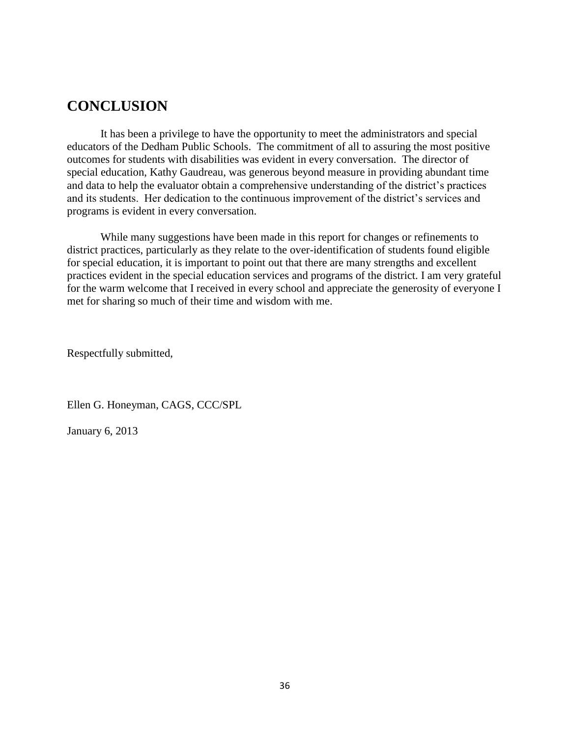## CONCLUSION

It has been a privilege to have the opportunity to meet the administrators and special educators of the Dedham Public Schools. The commitment of all to assuring the most positive outcomes for students with disabilities was evident in every conversation. The director of special education, Kathy Gaudreau, was generous beyond measure in providing abundant time and data to help the evaluator obtain a comprehensive understanding of the district's practices and its students. Her dedication to the continuous improvement of the district's services and programs is evident in every conversation.

While many suggestions have been made in this report for changes or refinements to district practices, particularly as they relate to the over-identification of students found eligible for special education, it is important to point out that there are many strengths and excellent practices evident in the special education services and programs of the district. I am very grateful for the warm welcome that I received in every school and appreciate the generosity of everyone I met for sharing so much of their time and wisdom with me.

Respectfully submitted,

Ellen G. Honeyman, CAGS, CCC/SPL

January 6, 2013